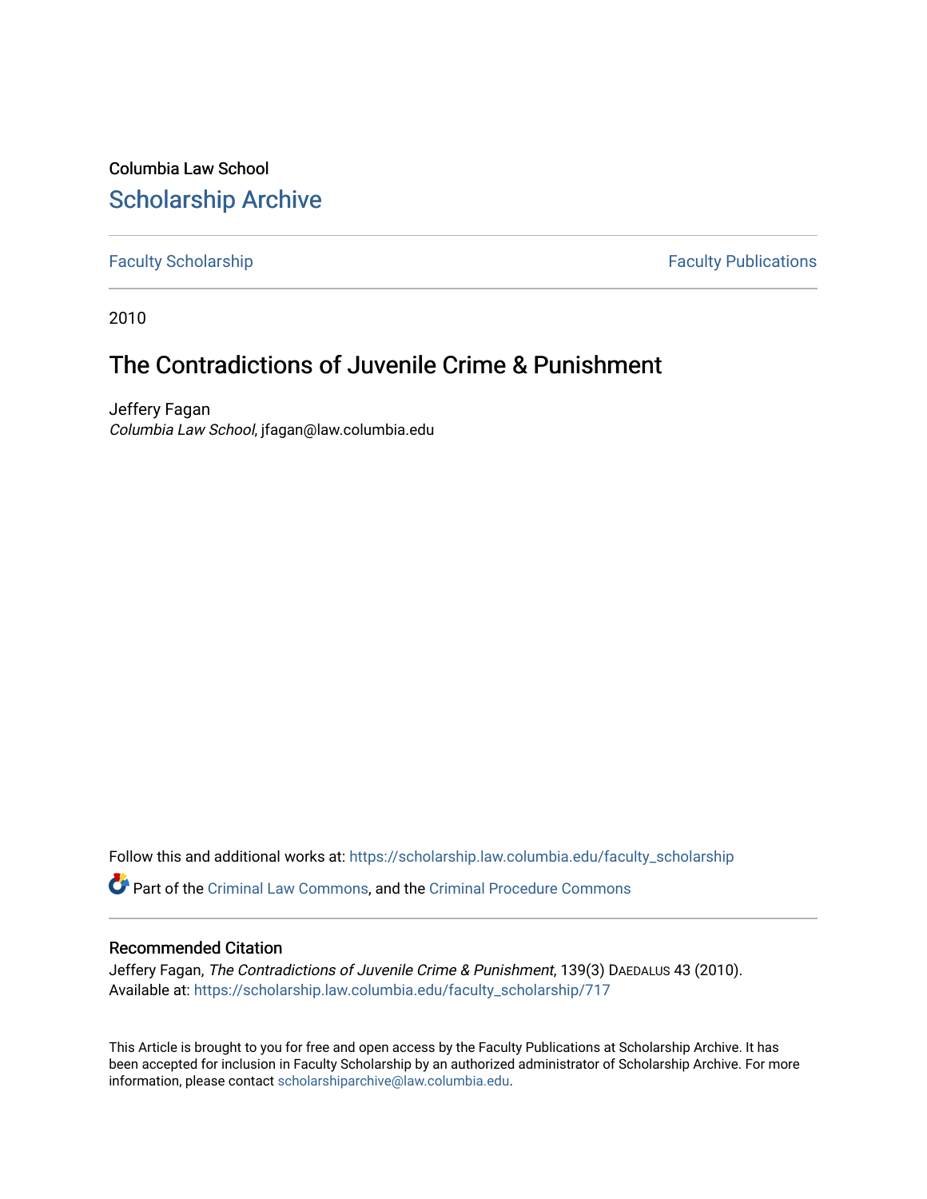Columbia Law School

# Scholarship Archive

Faculty Scholarship | Faculty Publications

2010

## The Contradictions of Juvenile Crime & Punishment

Jeffery Fagan
*Columbia Law School*, jfagan@law.columbia.edu

Follow this and additional works at: https://scholarship.law.columbia.edu/faculty_scholarship

Part of the Criminal Law Commons, and the Criminal Procedure Commons

### Recommended Citation

Jeffery Fagan, *The Contradictions of Juvenile Crime & Punishment*, 139(3) DAEDALUS 43 (2010).
Available at: https://scholarship.law.columbia.edu/faculty_scholarship/717

This Article is brought to you for free and open access by the Faculty Publications at Scholarship Archive. It has been accepted for inclusion in Faculty Scholarship by an authorized administrator of Scholarship Archive. For more information, please contact scholarshiparchive@law.columbia.edu.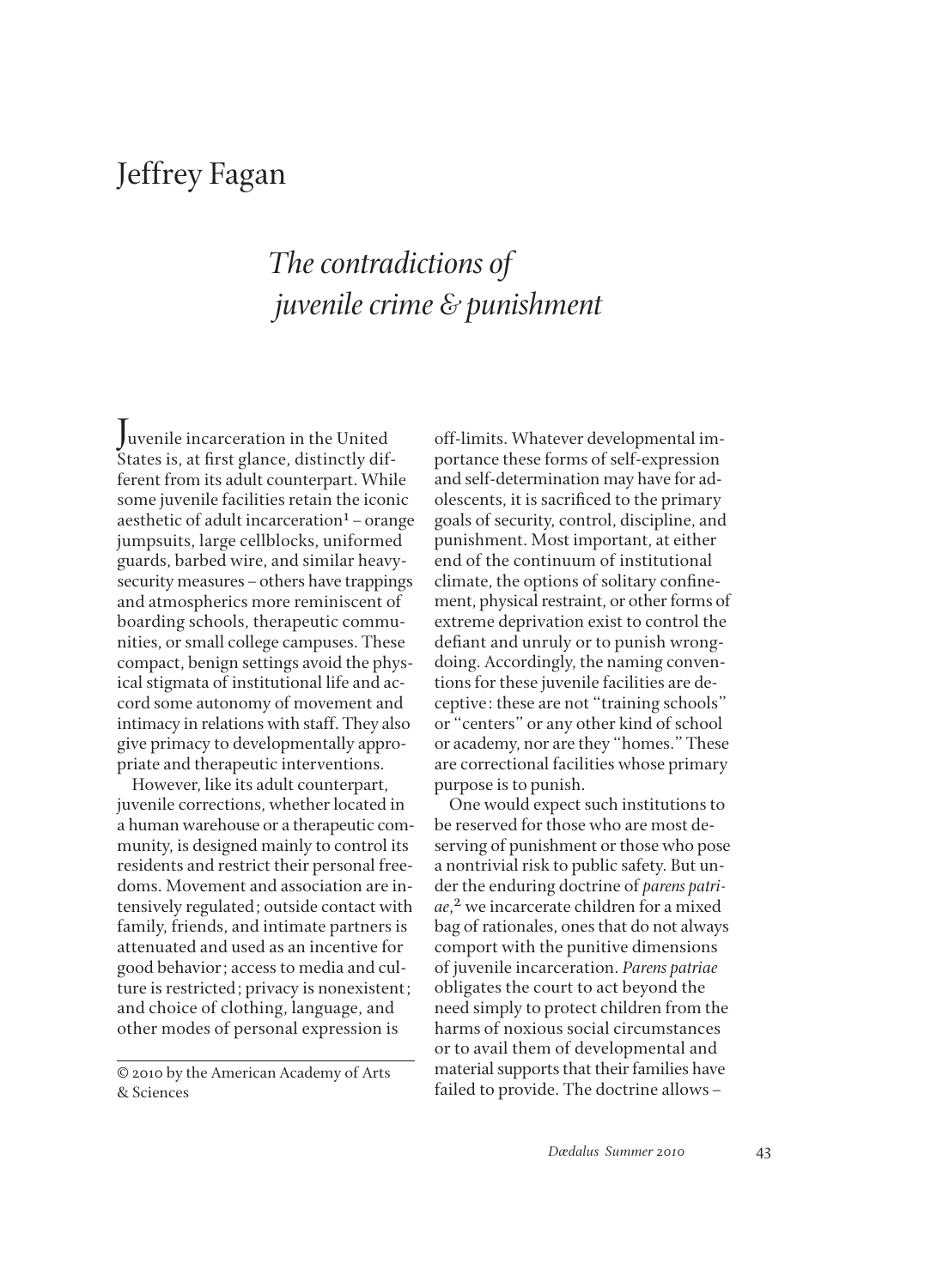# Jeffrey Fagan

## *The contradictions of juvenile crime & punishment*

Juvenile incarceration in the United States is, at first glance, distinctly different from its adult counterpart. While some juvenile facilities retain the iconic aesthetic of adult incarceration[1] – orange jumpsuits, large cellblocks, uniformed guards, barbed wire, and similar heavy-security measures – others have trappings and atmospherics more reminiscent of boarding schools, therapeutic communities, or small college campuses. These compact, benign settings avoid the physical stigmata of institutional life and accord some autonomy of movement and intimacy in relations with staff. They also give primacy to developmentally appropriate and therapeutic interventions.

However, like its adult counterpart, juvenile corrections, whether located in a human warehouse or a therapeutic community, is designed mainly to control its residents and restrict their personal freedoms. Movement and association are intensively regulated; outside contact with family, friends, and intimate partners is attenuated and used as an incentive for good behavior; access to media and culture is restricted; privacy is nonexistent; and choice of clothing, language, and other modes of personal expression is off-limits. Whatever developmental importance these forms of self-expression and self-determination may have for adolescents, it is sacrificed to the primary goals of security, control, discipline, and punishment. Most important, at either end of the continuum of institutional climate, the options of solitary confinement, physical restraint, or other forms of extreme deprivation exist to control the defiant and unruly or to punish wrongdoing. Accordingly, the naming conventions for these juvenile facilities are deceptive: these are not "training schools" or "centers" or any other kind of school or academy, nor are they "homes." These are correctional facilities whose primary purpose is to punish.

One would expect such institutions to be reserved for those who are most deserving of punishment or those who pose a nontrivial risk to public safety. But under the enduring doctrine of *parens patriae*,[2] we incarcerate children for a mixed bag of rationales, ones that do not always comport with the punitive dimensions of juvenile incarceration. *Parens patriae* obligates the court to act beyond the need simply to protect children from the harms of noxious social circumstances or to avail them of developmental and material supports that their families have failed to provide. The doctrine allows –

© 2010 by the American Academy of Arts & Sciences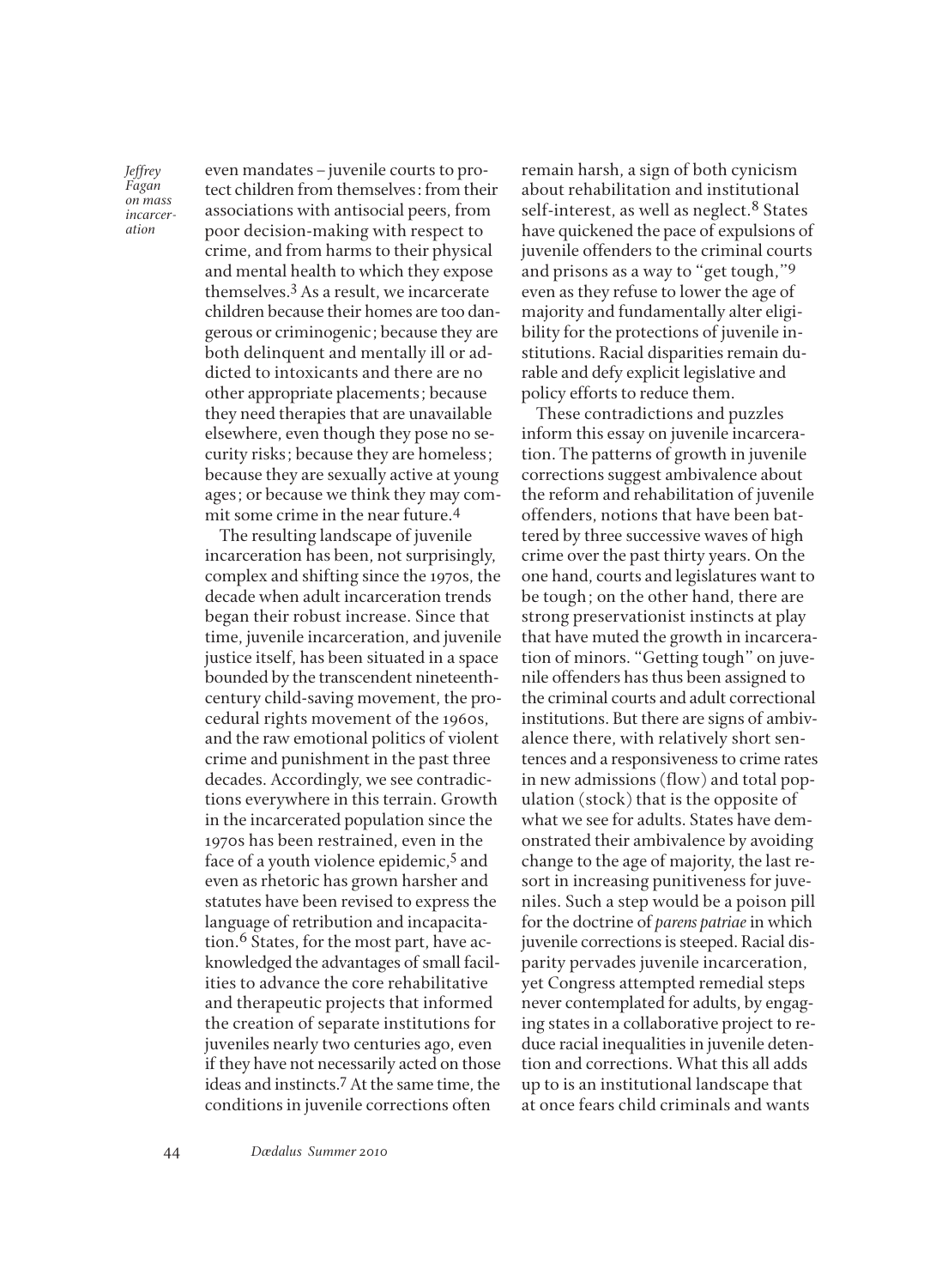even mandates – juvenile courts to protect children from themselves: from their associations with antisocial peers, from poor decision-making with respect to crime, and from harms to their physical and mental health to which they expose themselves.[3] As a result, we incarcerate children because their homes are too dangerous or criminogenic; because they are both delinquent and mentally ill or addicted to intoxicants and there are no other appropriate placements; because they need therapies that are unavailable elsewhere, even though they pose no security risks; because they are homeless; because they are sexually active at young ages; or because we think they may commit some crime in the near future.[4]

The resulting landscape of juvenile incarceration has been, not surprisingly, complex and shifting since the 1970s, the decade when adult incarceration trends began their robust increase. Since that time, juvenile incarceration, and juvenile justice itself, has been situated in a space bounded by the transcendent nineteenth-century child-saving movement, the procedural rights movement of the 1960s, and the raw emotional politics of violent crime and punishment in the past three decades. Accordingly, we see contradictions everywhere in this terrain. Growth in the incarcerated population since the 1970s has been restrained, even in the face of a youth violence epidemic,[5] and even as rhetoric has grown harsher and statutes have been revised to express the language of retribution and incapacitation.[6] States, for the most part, have acknowledged the advantages of small facilities to advance the core rehabilitative and therapeutic projects that informed the creation of separate institutions for juveniles nearly two centuries ago, even if they have not necessarily acted on those ideas and instincts.[7] At the same time, the conditions in juvenile corrections often remain harsh, a sign of both cynicism about rehabilitation and institutional self-interest, as well as neglect.[8] States have quickened the pace of expulsions of juvenile offenders to the criminal courts and prisons as a way to "get tough,"[9] even as they refuse to lower the age of majority and fundamentally alter eligibility for the protections of juvenile institutions. Racial disparities remain durable and defy explicit legislative and policy efforts to reduce them.

These contradictions and puzzles inform this essay on juvenile incarceration. The patterns of growth in juvenile corrections suggest ambivalence about the reform and rehabilitation of juvenile offenders, notions that have been battered by three successive waves of high crime over the past thirty years. On the one hand, courts and legislatures want to be tough; on the other hand, there are strong preservationist instincts at play that have muted the growth in incarceration of minors. "Getting tough" on juvenile offenders has thus been assigned to the criminal courts and adult correctional institutions. But there are signs of ambivalence there, with relatively short sentences and a responsiveness to crime rates in new admissions (flow) and total population (stock) that is the opposite of what we see for adults. States have demonstrated their ambivalence by avoiding change to the age of majority, the last resort in increasing punitiveness for juveniles. Such a step would be a poison pill for the doctrine of *parens patriae* in which juvenile corrections is steeped. Racial disparity pervades juvenile incarceration, yet Congress attempted remedial steps never contemplated for adults, by engaging states in a collaborative project to reduce racial inequalities in juvenile detention and corrections. What this all adds up to is an institutional landscape that at once fears child criminals and wants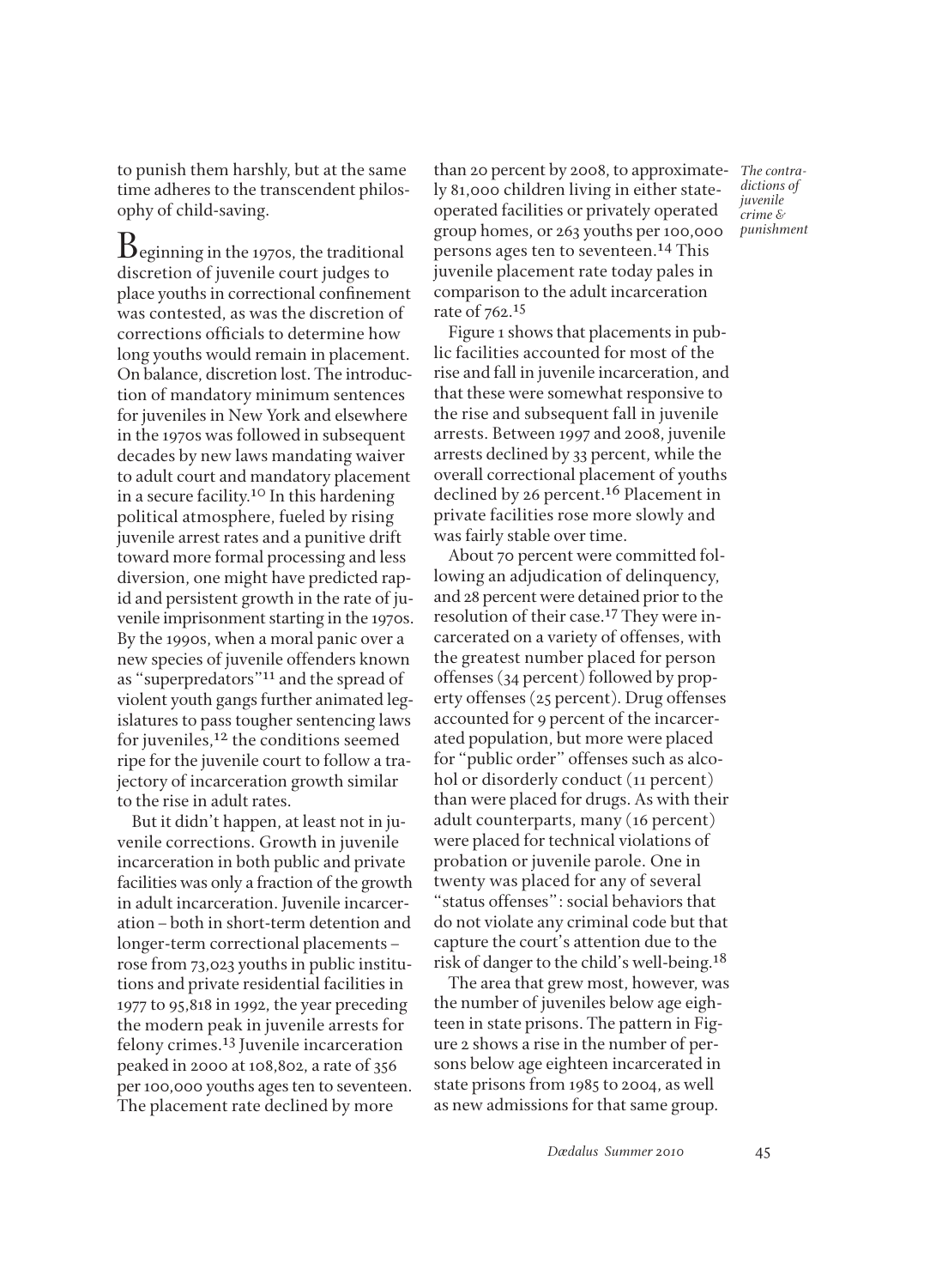to punish them harshly, but at the same time adheres to the transcendent philosophy of child-saving.

Beginning in the 1970s, the traditional discretion of juvenile court judges to place youths in correctional confinement was contested, as was the discretion of corrections officials to determine how long youths would remain in placement. On balance, discretion lost. The introduction of mandatory minimum sentences for juveniles in New York and elsewhere in the 1970s was followed in subsequent decades by new laws mandating waiver to adult court and mandatory placement in a secure facility.[10] In this hardening political atmosphere, fueled by rising juvenile arrest rates and a punitive drift toward more formal processing and less diversion, one might have predicted rapid and persistent growth in the rate of juvenile imprisonment starting in the 1970s. By the 1990s, when a moral panic over a new species of juvenile offenders known as "superpredators"[11] and the spread of violent youth gangs further animated legislatures to pass tougher sentencing laws for juveniles,[12] the conditions seemed ripe for the juvenile court to follow a trajectory of incarceration growth similar to the rise in adult rates.

But it didn't happen, at least not in juvenile corrections. Growth in juvenile incarceration in both public and private facilities was only a fraction of the growth in adult incarceration. Juvenile incarceration–both in short-term detention and longer-term correctional placements–rose from 73,023 youths in public institutions and private residential facilities in 1977 to 95,818 in 1992, the year preceding the modern peak in juvenile arrests for felony crimes.[13] Juvenile incarceration peaked in 2000 at 108,802, a rate of 356 per 100,000 youths ages ten to seventeen. The placement rate declined by more than 20 percent by 2008, to approximately 81,000 children living in either state-operated facilities or privately operated group homes, or 263 youths per 100,000 persons ages ten to seventeen.[14] This juvenile placement rate today pales in comparison to the adult incarceration rate of 762.[15]

Figure 1 shows that placements in public facilities accounted for most of the rise and fall in juvenile incarceration, and that these were somewhat responsive to the rise and subsequent fall in juvenile arrests. Between 1997 and 2008, juvenile arrests declined by 33 percent, while the overall correctional placement of youths declined by 26 percent.[16] Placement in private facilities rose more slowly and was fairly stable over time.

About 70 percent were committed following an adjudication of delinquency, and 28 percent were detained prior to the resolution of their case.[17] They were incarcerated on a variety of offenses, with the greatest number placed for person offenses (34 percent) followed by property offenses (25 percent). Drug offenses accounted for 9 percent of the incarcerated population, but more were placed for "public order" offenses such as alcohol or disorderly conduct (11 percent) than were placed for drugs. As with their adult counterparts, many (16 percent) were placed for technical violations of probation or juvenile parole. One in twenty was placed for any of several "status offenses": social behaviors that do not violate any criminal code but that capture the court's attention due to the risk of danger to the child's well-being.[18]

The area that grew most, however, was the number of juveniles below age eighteen in state prisons. The pattern in Figure 2 shows a rise in the number of persons below age eighteen incarcerated in state prisons from 1985 to 2004, as well as new admissions for that same group.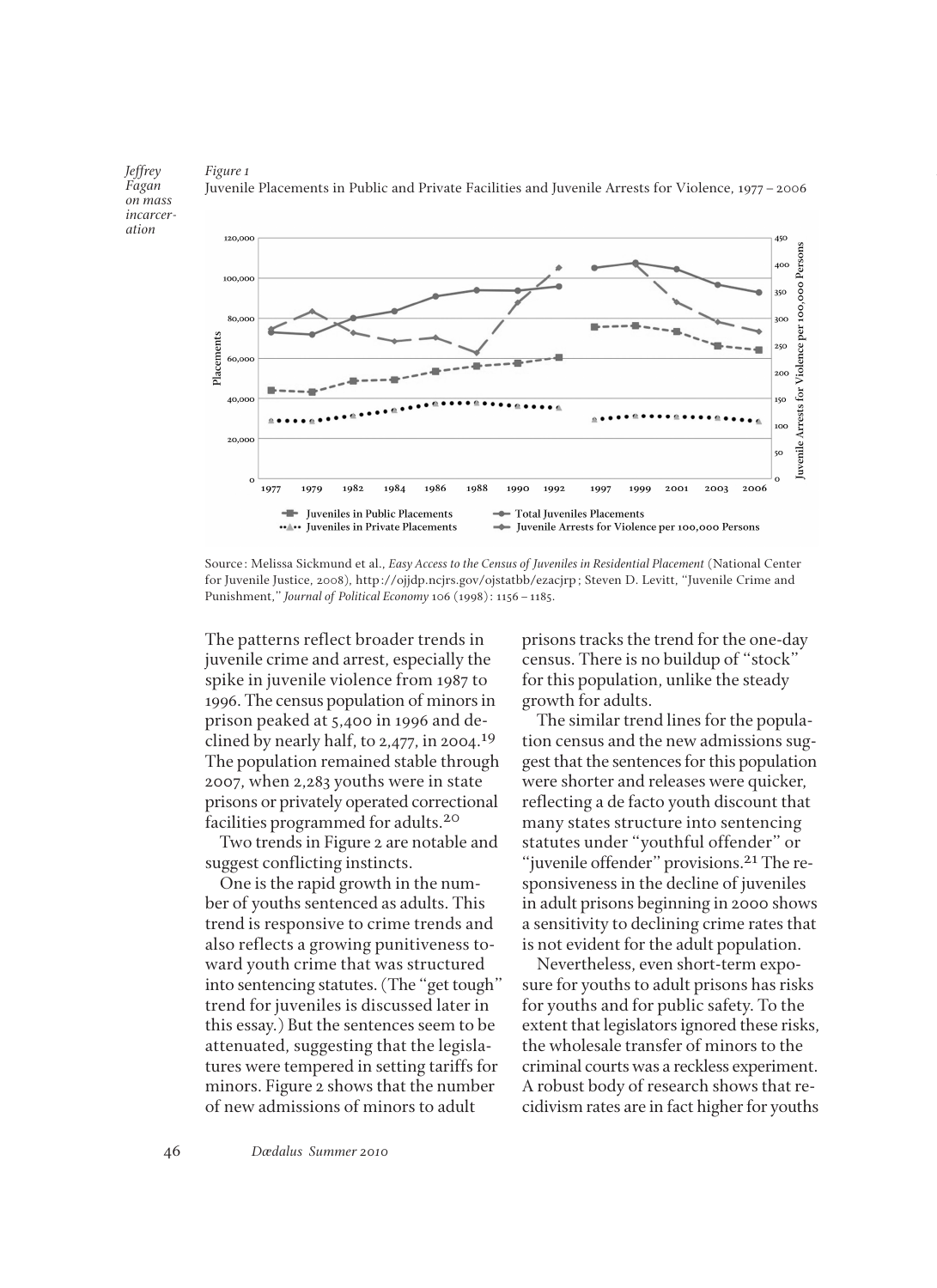*Figure 1*
Juvenile Placements in Public and Private Facilities and Juvenile Arrests for Violence, 1977–2006

Source: Melissa Sickmund et al., *Easy Access to the Census of Juveniles in Residential Placement* (National Center for Juvenile Justice, 2008), http://ojjdp.ncjrs.gov/ojstatbb/ezacjrp; Steven D. Levitt, "Juvenile Crime and Punishment," *Journal of Political Economy* 106 (1998): 1156–1185.

The patterns reflect broader trends in juvenile crime and arrest, especially the spike in juvenile violence from 1987 to 1996. The census population of minors in prison peaked at 5,400 in 1996 and declined by nearly half, to 2,477, in 2004.[19] The population remained stable through 2007, when 2,283 youths were in state prisons or privately operated correctional facilities programmed for adults.[20]

Two trends in Figure 2 are notable and suggest conflicting instincts.

One is the rapid growth in the number of youths sentenced as adults. This trend is responsive to crime trends and also reflects a growing punitiveness toward youth crime that was structured into sentencing statutes. (The "get tough" trend for juveniles is discussed later in this essay.) But the sentences seem to be attenuated, suggesting that the legislatures were tempered in setting tariffs for minors. Figure 2 shows that the number of new admissions of minors to adult prisons tracks the trend for the one-day census. There is no buildup of "stock" for this population, unlike the steady growth for adults.

The similar trend lines for the population census and the new admissions suggest that the sentences for this population were shorter and releases were quicker, reflecting a de facto youth discount that many states structure into sentencing statutes under "youthful offender" or "juvenile offender" provisions.[21] The responsiveness in the decline of juveniles in adult prisons beginning in 2000 shows a sensitivity to declining crime rates that is not evident for the adult population.

Nevertheless, even short-term exposure for youths to adult prisons has risks for youths and for public safety. To the extent that legislators ignored these risks, the wholesale transfer of minors to the criminal courts was a reckless experiment. A robust body of research shows that recidivism rates are in fact higher for youths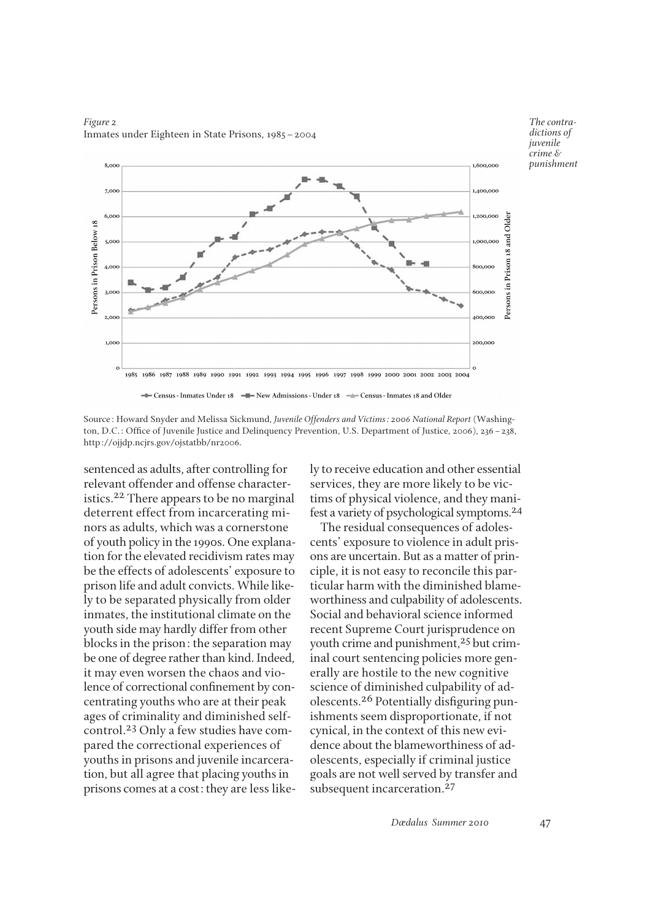*Figure 2*
Inmates under Eighteen in State Prisons, 1985 – 2004

Source: Howard Snyder and Melissa Sickmund, *Juvenile Offenders and Victims: 2006 National Report* (Washington, D.C.: Office of Juvenile Justice and Delinquency Prevention, U.S. Department of Justice, 2006), 236 – 238, http://ojjdp.ncjrs.gov/ojstatbb/nr2006.

sentenced as adults, after controlling for relevant offender and offense characteristics.[22] There appears to be no marginal deterrent effect from incarcerating minors as adults, which was a cornerstone of youth policy in the 1990s. One explanation for the elevated recidivism rates may be the effects of adolescents' exposure to prison life and adult convicts. While likely to be separated physically from older inmates, the institutional climate on the youth side may hardly differ from other blocks in the prison: the separation may be one of degree rather than kind. Indeed, it may even worsen the chaos and violence of correctional confinement by concentrating youths who are at their peak ages of criminality and diminished self-control.[23] Only a few studies have compared the correctional experiences of youths in prisons and juvenile incarceration, but all agree that placing youths in prisons comes at a cost: they are less likely to receive education and other essential services, they are more likely to be victims of physical violence, and they manifest a variety of psychological symptoms.[24]

The residual consequences of adolescents' exposure to violence in adult prisons are uncertain. But as a matter of principle, it is not easy to reconcile this particular harm with the diminished blameworthiness and culpability of adolescents. Social and behavioral science informed recent Supreme Court jurisprudence on youth crime and punishment,[25] but criminal court sentencing policies more generally are hostile to the new cognitive science of diminished culpability of adolescents.[26] Potentially disfiguring punishments seem disproportionate, if not cynical, in the context of this new evidence about the blameworthiness of adolescents, especially if criminal justice goals are not well served by transfer and subsequent incarceration.[27]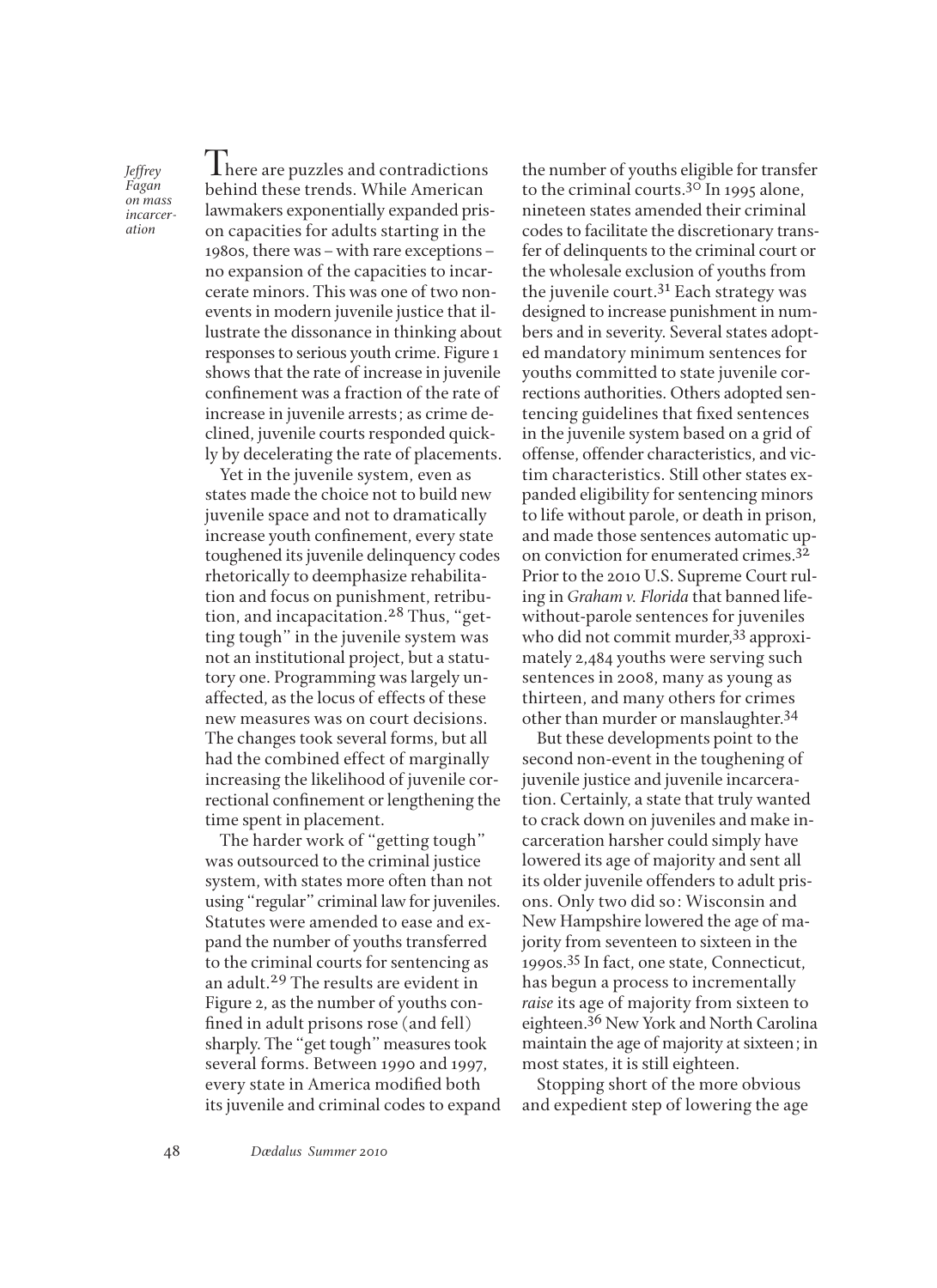There are puzzles and contradictions behind these trends. While American lawmakers exponentially expanded prison capacities for adults starting in the 1980s, there was – with rare exceptions – no expansion of the capacities to incarcerate minors. This was one of two nonevents in modern juvenile justice that illustrate the dissonance in thinking about responses to serious youth crime. Figure 1 shows that the rate of increase in juvenile confinement was a fraction of the rate of increase in juvenile arrests; as crime declined, juvenile courts responded quickly by decelerating the rate of placements.

Yet in the juvenile system, even as states made the choice not to build new juvenile space and not to dramatically increase youth confinement, every state toughened its juvenile delinquency codes rhetorically to deemphasize rehabilitation and focus on punishment, retribution, and incapacitation.[28] Thus, "getting tough" in the juvenile system was not an institutional project, but a statutory one. Programming was largely unaffected, as the locus of effects of these new measures was on court decisions. The changes took several forms, but all had the combined effect of marginally increasing the likelihood of juvenile correctional confinement or lengthening the time spent in placement.

The harder work of "getting tough" was outsourced to the criminal justice system, with states more often than not using "regular" criminal law for juveniles. Statutes were amended to ease and expand the number of youths transferred to the criminal courts for sentencing as an adult.[29] The results are evident in Figure 2, as the number of youths confined in adult prisons rose (and fell) sharply. The "get tough" measures took several forms. Between 1990 and 1997, every state in America modified both its juvenile and criminal codes to expand the number of youths eligible for transfer to the criminal courts.[30] In 1995 alone, nineteen states amended their criminal codes to facilitate the discretionary transfer of delinquents to the criminal court or the wholesale exclusion of youths from the juvenile court.[31] Each strategy was designed to increase punishment in numbers and in severity. Several states adopted mandatory minimum sentences for youths committed to state juvenile corrections authorities. Others adopted sentencing guidelines that fixed sentences in the juvenile system based on a grid of offense, offender characteristics, and victim characteristics. Still other states expanded eligibility for sentencing minors to life without parole, or death in prison, and made those sentences automatic upon conviction for enumerated crimes.[32] Prior to the 2010 U.S. Supreme Court ruling in *Graham v. Florida* that banned life-without-parole sentences for juveniles who did not commit murder,[33] approximately 2,484 youths were serving such sentences in 2008, many as young as thirteen, and many others for crimes other than murder or manslaughter.[34]

But these developments point to the second non-event in the toughening of juvenile justice and juvenile incarceration. Certainly, a state that truly wanted to crack down on juveniles and make incarceration harsher could simply have lowered its age of majority and sent all its older juvenile offenders to adult prisons. Only two did so: Wisconsin and New Hampshire lowered the age of majority from seventeen to sixteen in the 1990s.[35] In fact, one state, Connecticut, has begun a process to incrementally *raise* its age of majority from sixteen to eighteen.[36] New York and North Carolina maintain the age of majority at sixteen; in most states, it is still eighteen.

Stopping short of the more obvious and expedient step of lowering the age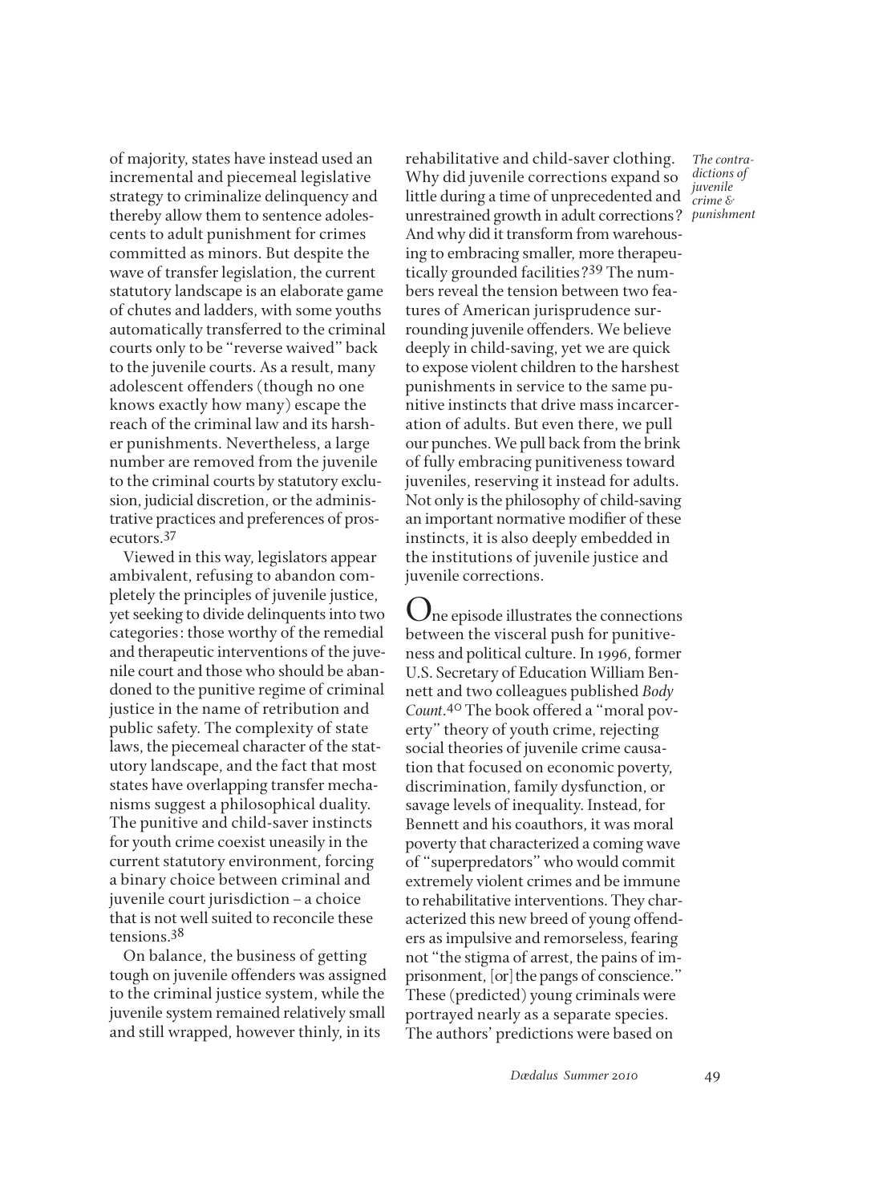of majority, states have instead used an incremental and piecemeal legislative strategy to criminalize delinquency and thereby allow them to sentence adolescents to adult punishment for crimes committed as minors. But despite the wave of transfer legislation, the current statutory landscape is an elaborate game of chutes and ladders, with some youths automatically transferred to the criminal courts only to be "reverse waived" back to the juvenile courts. As a result, many adolescent offenders (though no one knows exactly how many) escape the reach of the criminal law and its harsher punishments. Nevertheless, a large number are removed from the juvenile to the criminal courts by statutory exclusion, judicial discretion, or the administrative practices and preferences of prosecutors.[37]

Viewed in this way, legislators appear ambivalent, refusing to abandon completely the principles of juvenile justice, yet seeking to divide delinquents into two categories: those worthy of the remedial and therapeutic interventions of the juvenile court and those who should be abandoned to the punitive regime of criminal justice in the name of retribution and public safety. The complexity of state laws, the piecemeal character of the statutory landscape, and the fact that most states have overlapping transfer mechanisms suggest a philosophical duality. The punitive and child-saver instincts for youth crime coexist uneasily in the current statutory environment, forcing a binary choice between criminal and juvenile court jurisdiction – a choice that is not well suited to reconcile these tensions.[38]

On balance, the business of getting tough on juvenile offenders was assigned to the criminal justice system, while the juvenile system remained relatively small and still wrapped, however thinly, in its rehabilitative and child-saver clothing. Why did juvenile corrections expand so little during a time of unprecedented and unrestrained growth in adult corrections? And why did it transform from warehousing to embracing smaller, more therapeutically grounded facilities?[39] The numbers reveal the tension between two features of American jurisprudence surrounding juvenile offenders. We believe deeply in child-saving, yet we are quick to expose violent children to the harshest punishments in service to the same punitive instincts that drive mass incarceration of adults. But even there, we pull our punches. We pull back from the brink of fully embracing punitiveness toward juveniles, reserving it instead for adults. Not only is the philosophy of child-saving an important normative modifier of these instincts, it is also deeply embedded in the institutions of juvenile justice and juvenile corrections.

One episode illustrates the connections between the visceral push for punitiveness and political culture. In 1996, former U.S. Secretary of Education William Bennett and two colleagues published *Body Count*.[40] The book offered a "moral poverty" theory of youth crime, rejecting social theories of juvenile crime causation that focused on economic poverty, discrimination, family dysfunction, or savage levels of inequality. Instead, for Bennett and his coauthors, it was moral poverty that characterized a coming wave of "superpredators" who would commit extremely violent crimes and be immune to rehabilitative interventions. They characterized this new breed of young offenders as impulsive and remorseless, fearing not "the stigma of arrest, the pains of imprisonment, [or] the pangs of conscience." These (predicted) young criminals were portrayed nearly as a separate species. The authors' predictions were based on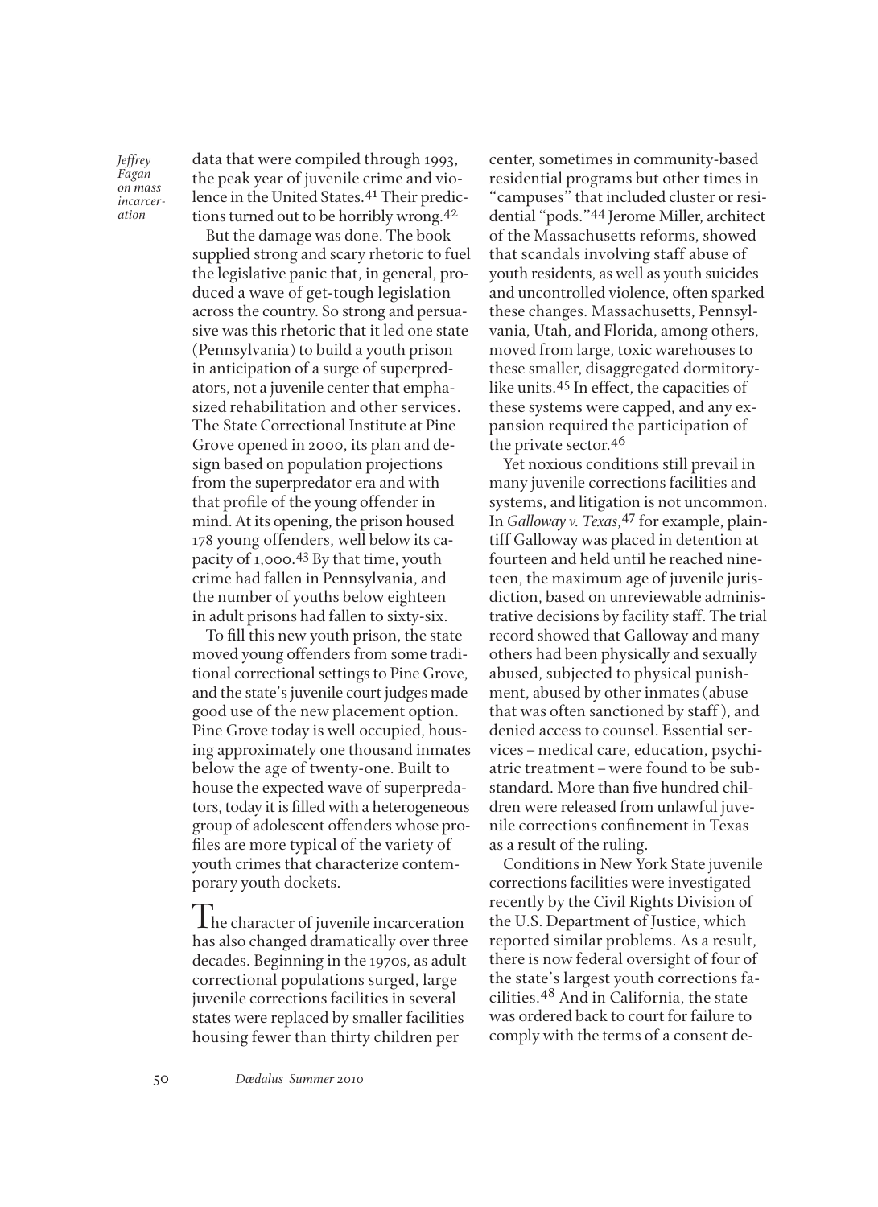data that were compiled through 1993, the peak year of juvenile crime and violence in the United States.[41] Their predictions turned out to be horribly wrong.[42]

But the damage was done. The book supplied strong and scary rhetoric to fuel the legislative panic that, in general, produced a wave of get-tough legislation across the country. So strong and persuasive was this rhetoric that it led one state (Pennsylvania) to build a youth prison in anticipation of a surge of superpredators, not a juvenile center that emphasized rehabilitation and other services. The State Correctional Institute at Pine Grove opened in 2000, its plan and design based on population projections from the superpredator era and with that profile of the young offender in mind. At its opening, the prison housed 178 young offenders, well below its capacity of 1,000.[43] By that time, youth crime had fallen in Pennsylvania, and the number of youths below eighteen in adult prisons had fallen to sixty-six.

To fill this new youth prison, the state moved young offenders from some traditional correctional settings to Pine Grove, and the state's juvenile court judges made good use of the new placement option. Pine Grove today is well occupied, housing approximately one thousand inmates below the age of twenty-one. Built to house the expected wave of superpredators, today it is filled with a heterogeneous group of adolescent offenders whose profiles are more typical of the variety of youth crimes that characterize contemporary youth dockets.

The character of juvenile incarceration has also changed dramatically over three decades. Beginning in the 1970s, as adult correctional populations surged, large juvenile corrections facilities in several states were replaced by smaller facilities housing fewer than thirty children per center, sometimes in community-based residential programs but other times in "campuses" that included cluster or residential "pods."[44] Jerome Miller, architect of the Massachusetts reforms, showed that scandals involving staff abuse of youth residents, as well as youth suicides and uncontrolled violence, often sparked these changes. Massachusetts, Pennsylvania, Utah, and Florida, among others, moved from large, toxic warehouses to these smaller, disaggregated dormitory-like units.[45] In effect, the capacities of these systems were capped, and any expansion required the participation of the private sector.[46]

Yet noxious conditions still prevail in many juvenile corrections facilities and systems, and litigation is not uncommon. In *Galloway v. Texas*,[47] for example, plaintiff Galloway was placed in detention at fourteen and held until he reached nineteen, the maximum age of juvenile jurisdiction, based on unreviewable administrative decisions by facility staff. The trial record showed that Galloway and many others had been physically and sexually abused, subjected to physical punishment, abused by other inmates (abuse that was often sanctioned by staff), and denied access to counsel. Essential services – medical care, education, psychiatric treatment – were found to be substandard. More than five hundred children were released from unlawful juvenile corrections confinement in Texas as a result of the ruling.

Conditions in New York State juvenile corrections facilities were investigated recently by the Civil Rights Division of the U.S. Department of Justice, which reported similar problems. As a result, there is now federal oversight of four of the state's largest youth corrections facilities.[48] And in California, the state was ordered back to court for failure to comply with the terms of a consent de-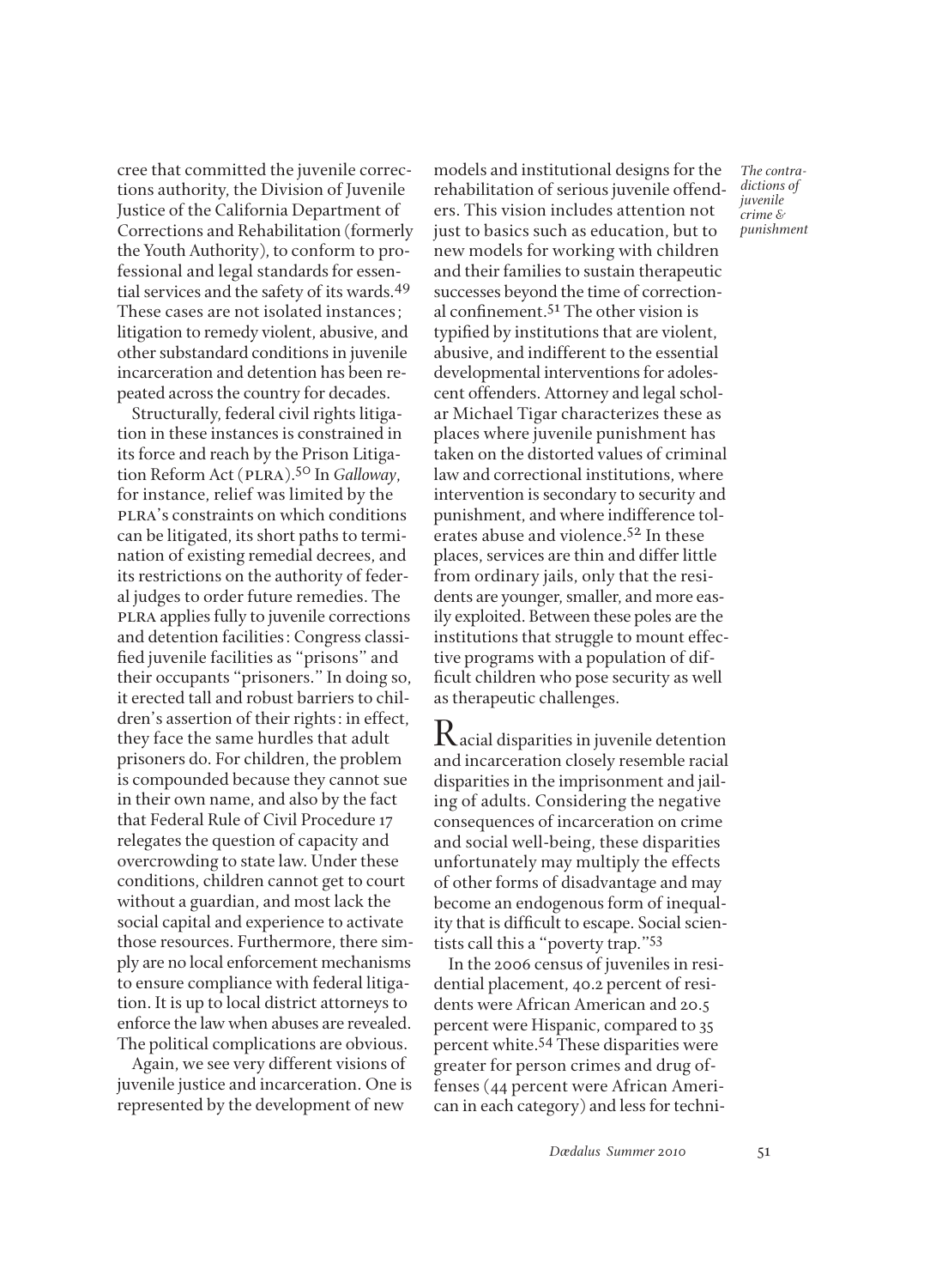cree that committed the juvenile corrections authority, the Division of Juvenile Justice of the California Department of Corrections and Rehabilitation (formerly the Youth Authority), to conform to professional and legal standards for essential services and the safety of its wards.[49] These cases are not isolated instances; litigation to remedy violent, abusive, and other substandard conditions in juvenile incarceration and detention has been repeated across the country for decades.

Structurally, federal civil rights litigation in these instances is constrained in its force and reach by the Prison Litigation Reform Act (PLRA).[50] In *Galloway*, for instance, relief was limited by the PLRA's constraints on which conditions can be litigated, its short paths to termination of existing remedial decrees, and its restrictions on the authority of federal judges to order future remedies. The PLRA applies fully to juvenile corrections and detention facilities: Congress classified juvenile facilities as "prisons" and their occupants "prisoners." In doing so, it erected tall and robust barriers to children's assertion of their rights: in effect, they face the same hurdles that adult prisoners do. For children, the problem is compounded because they cannot sue in their own name, and also by the fact that Federal Rule of Civil Procedure 17 relegates the question of capacity and overcrowding to state law. Under these conditions, children cannot get to court without a guardian, and most lack the social capital and experience to activate those resources. Furthermore, there simply are no local enforcement mechanisms to ensure compliance with federal litigation. It is up to local district attorneys to enforce the law when abuses are revealed. The political complications are obvious.

Again, we see very different visions of juvenile justice and incarceration. One is represented by the development of new models and institutional designs for the rehabilitation of serious juvenile offenders. This vision includes attention not just to basics such as education, but to new models for working with children and their families to sustain therapeutic successes beyond the time of correctional confinement.[51] The other vision is typified by institutions that are violent, abusive, and indifferent to the essential developmental interventions for adolescent offenders. Attorney and legal scholar Michael Tigar characterizes these as places where juvenile punishment has taken on the distorted values of criminal law and correctional institutions, where intervention is secondary to security and punishment, and where indifference tolerates abuse and violence.[52] In these places, services are thin and differ little from ordinary jails, only that the residents are younger, smaller, and more easily exploited. Between these poles are the institutions that struggle to mount effective programs with a population of difficult children who pose security as well as therapeutic challenges.

Racial disparities in juvenile detention and incarceration closely resemble racial disparities in the imprisonment and jailing of adults. Considering the negative consequences of incarceration on crime and social well-being, these disparities unfortunately may multiply the effects of other forms of disadvantage and may become an endogenous form of inequality that is difficult to escape. Social scientists call this a "poverty trap."[53]

In the 2006 census of juveniles in residential placement, 40.2 percent of residents were African American and 20.5 percent were Hispanic, compared to 35 percent white.[54] These disparities were greater for person crimes and drug offenses (44 percent were African American in each category) and less for techni-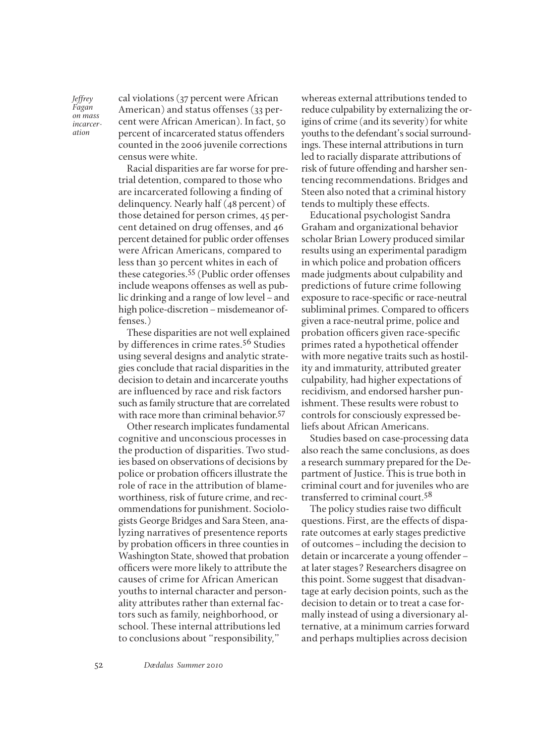cal violations (37 percent were African American) and status offenses (33 percent were African American). In fact, 50 percent of incarcerated status offenders counted in the 2006 juvenile corrections census were white.

Racial disparities are far worse for pretrial detention, compared to those who are incarcerated following a finding of delinquency. Nearly half (48 percent) of those detained for person crimes, 45 percent detained on drug offenses, and 46 percent detained for public order offenses were African Americans, compared to less than 30 percent whites in each of these categories.[55] (Public order offenses include weapons offenses as well as public drinking and a range of low level – and high police-discretion – misdemeanor offenses.)

These disparities are not well explained by differences in crime rates.[56] Studies using several designs and analytic strategies conclude that racial disparities in the decision to detain and incarcerate youths are influenced by race and risk factors such as family structure that are correlated with race more than criminal behavior.[57]

Other research implicates fundamental cognitive and unconscious processes in the production of disparities. Two studies based on observations of decisions by police or probation officers illustrate the role of race in the attribution of blameworthiness, risk of future crime, and recommendations for punishment. Sociologists George Bridges and Sara Steen, analyzing narratives of presentence reports by probation officers in three counties in Washington State, showed that probation officers were more likely to attribute the causes of crime for African American youths to internal character and personality attributes rather than external factors such as family, neighborhood, or school. These internal attributions led to conclusions about "responsibility," whereas external attributions tended to reduce culpability by externalizing the origins of crime (and its severity) for white youths to the defendant's social surroundings. These internal attributions in turn led to racially disparate attributions of risk of future offending and harsher sentencing recommendations. Bridges and Steen also noted that a criminal history tends to multiply these effects.

Educational psychologist Sandra Graham and organizational behavior scholar Brian Lowery produced similar results using an experimental paradigm in which police and probation officers made judgments about culpability and predictions of future crime following exposure to race-specific or race-neutral subliminal primes. Compared to officers given a race-neutral prime, police and probation officers given race-specific primes rated a hypothetical offender with more negative traits such as hostility and immaturity, attributed greater culpability, had higher expectations of recidivism, and endorsed harsher punishment. These results were robust to controls for consciously expressed beliefs about African Americans.

Studies based on case-processing data also reach the same conclusions, as does a research summary prepared for the Department of Justice. This is true both in criminal court and for juveniles who are transferred to criminal court.[58]

The policy studies raise two difficult questions. First, are the effects of disparate outcomes at early stages predictive of outcomes – including the decision to detain or incarcerate a young offender – at later stages? Researchers disagree on this point. Some suggest that disadvantage at early decision points, such as the decision to detain or to treat a case formally instead of using a diversionary alternative, at a minimum carries forward and perhaps multiplies across decision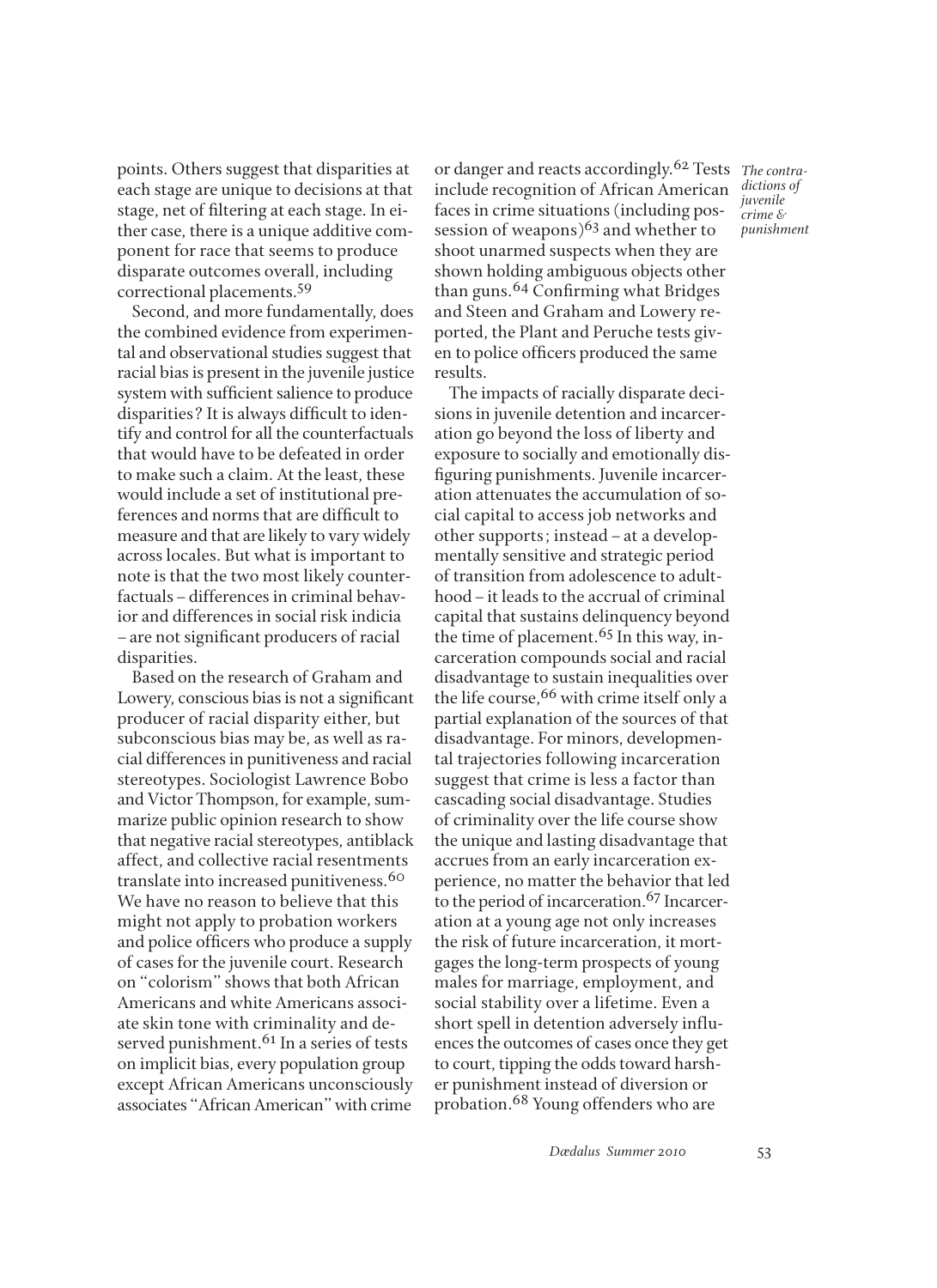points. Others suggest that disparities at each stage are unique to decisions at that stage, net of filtering at each stage. In either case, there is a unique additive component for race that seems to produce disparate outcomes overall, including correctional placements.[59]

Second, and more fundamentally, does the combined evidence from experimental and observational studies suggest that racial bias is present in the juvenile justice system with sufficient salience to produce disparities? It is always difficult to identify and control for all the counterfactuals that would have to be defeated in order to make such a claim. At the least, these would include a set of institutional preferences and norms that are difficult to measure and that are likely to vary widely across locales. But what is important to note is that the two most likely counterfactuals – differences in criminal behavior and differences in social risk indicia – are not significant producers of racial disparities.

Based on the research of Graham and Lowery, conscious bias is not a significant producer of racial disparity either, but subconscious bias may be, as well as racial differences in punitiveness and racial stereotypes. Sociologist Lawrence Bobo and Victor Thompson, for example, summarize public opinion research to show that negative racial stereotypes, antiblack affect, and collective racial resentments translate into increased punitiveness.[60] We have no reason to believe that this might not apply to probation workers and police officers who produce a supply of cases for the juvenile court. Research on "colorism" shows that both African Americans and white Americans associate skin tone with criminality and deserved punishment.[61] In a series of tests on implicit bias, every population group except African Americans unconsciously associates "African American" with crime or danger and reacts accordingly.[62] Tests include recognition of African American faces in crime situations (including possession of weapons)[63] and whether to shoot unarmed suspects when they are shown holding ambiguous objects other than guns.[64] Confirming what Bridges and Steen and Graham and Lowery reported, the Plant and Peruche tests given to police officers produced the same results.

The impacts of racially disparate decisions in juvenile detention and incarceration go beyond the loss of liberty and exposure to socially and emotionally disfiguring punishments. Juvenile incarceration attenuates the accumulation of social capital to access job networks and other supports; instead – at a developmentally sensitive and strategic period of transition from adolescence to adulthood – it leads to the accrual of criminal capital that sustains delinquency beyond the time of placement.[65] In this way, incarceration compounds social and racial disadvantage to sustain inequalities over the life course,[66] with crime itself only a partial explanation of the sources of that disadvantage. For minors, developmental trajectories following incarceration suggest that crime is less a factor than cascading social disadvantage. Studies of criminality over the life course show the unique and lasting disadvantage that accrues from an early incarceration experience, no matter the behavior that led to the period of incarceration.[67] Incarceration at a young age not only increases the risk of future incarceration, it mortgages the long-term prospects of young males for marriage, employment, and social stability over a lifetime. Even a short spell in detention adversely influences the outcomes of cases once they get to court, tipping the odds toward harsher punishment instead of diversion or probation.[68] Young offenders who are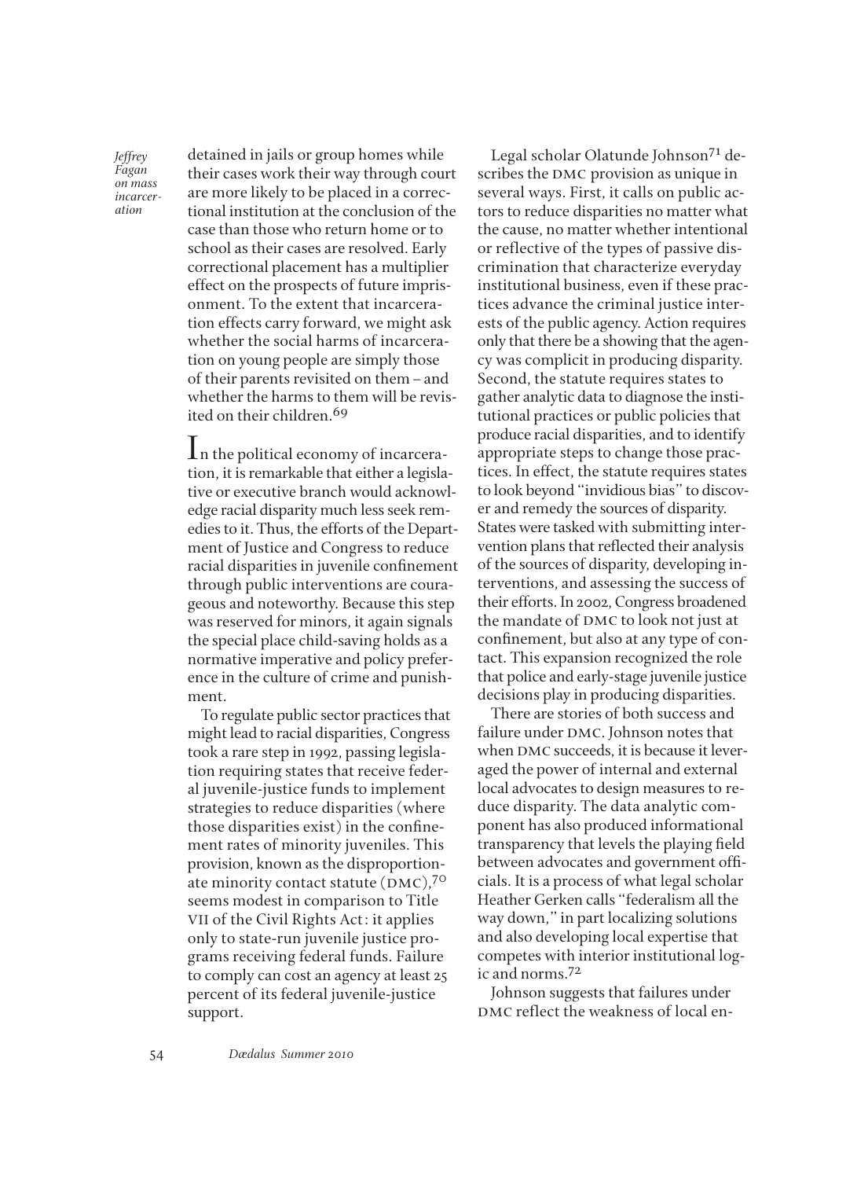detained in jails or group homes while their cases work their way through court are more likely to be placed in a correctional institution at the conclusion of the case than those who return home or to school as their cases are resolved. Early correctional placement has a multiplier effect on the prospects of future imprisonment. To the extent that incarceration effects carry forward, we might ask whether the social harms of incarceration on young people are simply those of their parents revisited on them – and whether the harms to them will be revisited on their children.[69]

In the political economy of incarceration, it is remarkable that either a legislative or executive branch would acknowledge racial disparity much less seek remedies to it. Thus, the efforts of the Department of Justice and Congress to reduce racial disparities in juvenile confinement through public interventions are courageous and noteworthy. Because this step was reserved for minors, it again signals the special place child-saving holds as a normative imperative and policy preference in the culture of crime and punishment.

To regulate public sector practices that might lead to racial disparities, Congress took a rare step in 1992, passing legislation requiring states that receive federal juvenile-justice funds to implement strategies to reduce disparities (where those disparities exist) in the confinement rates of minority juveniles. This provision, known as the disproportionate minority contact statute (DMC),[70] seems modest in comparison to Title VII of the Civil Rights Act: it applies only to state-run juvenile justice programs receiving federal funds. Failure to comply can cost an agency at least 25 percent of its federal juvenile-justice support.

Legal scholar Olatunde Johnson[71] describes the DMC provision as unique in several ways. First, it calls on public actors to reduce disparities no matter what the cause, no matter whether intentional or reflective of the types of passive discrimination that characterize everyday institutional business, even if these practices advance the criminal justice interests of the public agency. Action requires only that there be a showing that the agency was complicit in producing disparity. Second, the statute requires states to gather analytic data to diagnose the institutional practices or public policies that produce racial disparities, and to identify appropriate steps to change those practices. In effect, the statute requires states to look beyond "invidious bias" to discover and remedy the sources of disparity. States were tasked with submitting intervention plans that reflected their analysis of the sources of disparity, developing interventions, and assessing the success of their efforts. In 2002, Congress broadened the mandate of DMC to look not just at confinement, but also at any type of contact. This expansion recognized the role that police and early-stage juvenile justice decisions play in producing disparities.

There are stories of both success and failure under DMC. Johnson notes that when DMC succeeds, it is because it leveraged the power of internal and external local advocates to design measures to reduce disparity. The data analytic component has also produced informational transparency that levels the playing field between advocates and government officials. It is a process of what legal scholar Heather Gerken calls "federalism all the way down," in part localizing solutions and also developing local expertise that competes with interior institutional logic and norms.[72]

Johnson suggests that failures under DMC reflect the weakness of local en-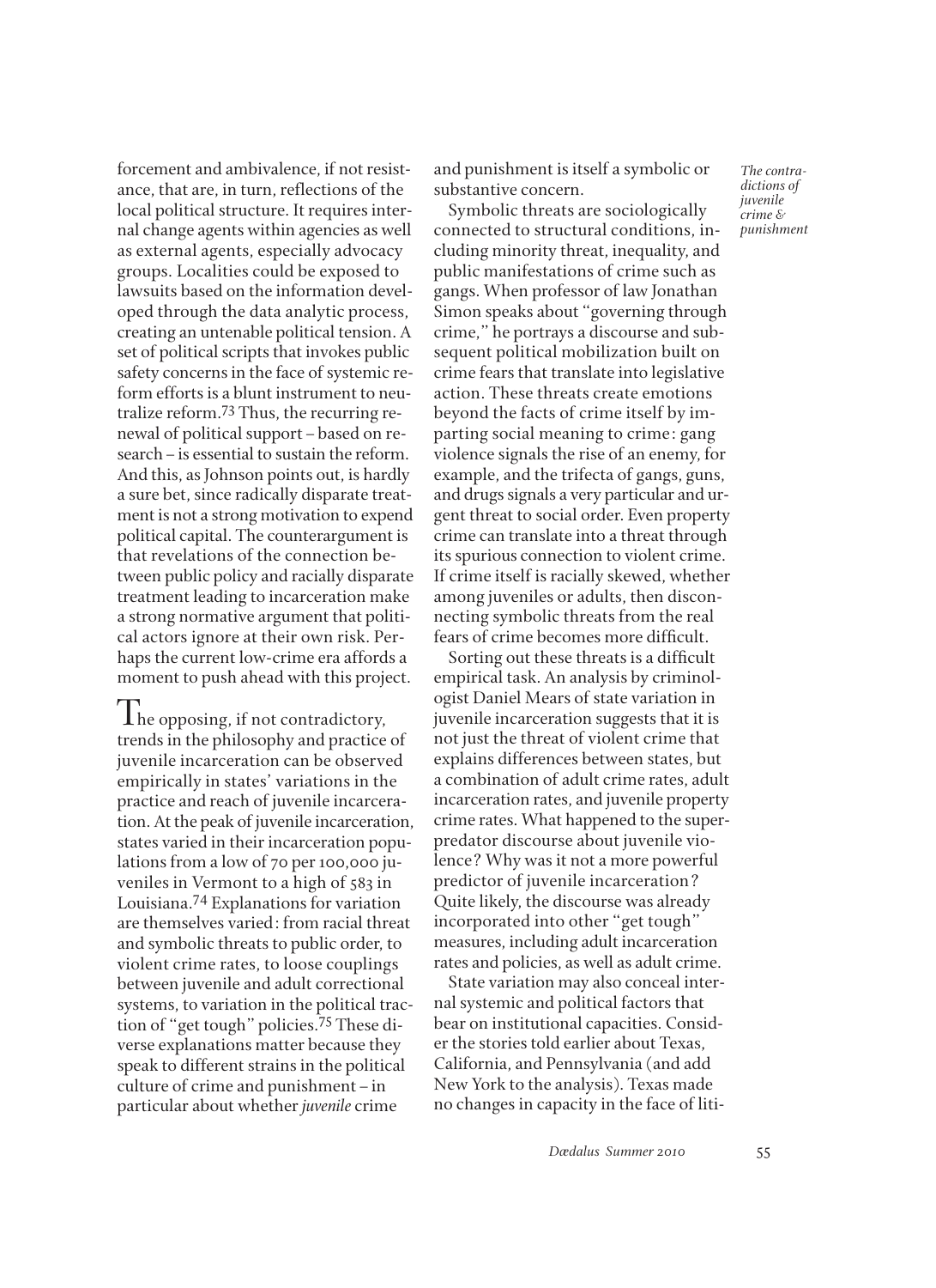forcement and ambivalence, if not resistance, that are, in turn, reflections of the local political structure. It requires internal change agents within agencies as well as external agents, especially advocacy groups. Localities could be exposed to lawsuits based on the information developed through the data analytic process, creating an untenable political tension. A set of political scripts that invokes public safety concerns in the face of systemic reform efforts is a blunt instrument to neutralize reform.[73] Thus, the recurring renewal of political support – based on research – is essential to sustain the reform. And this, as Johnson points out, is hardly a sure bet, since radically disparate treatment is not a strong motivation to expend political capital. The counterargument is that revelations of the connection between public policy and racially disparate treatment leading to incarceration make a strong normative argument that political actors ignore at their own risk. Perhaps the current low-crime era affords a moment to push ahead with this project.

The opposing, if not contradictory, trends in the philosophy and practice of juvenile incarceration can be observed empirically in states' variations in the practice and reach of juvenile incarceration. At the peak of juvenile incarceration, states varied in their incarceration populations from a low of 70 per 100,000 juveniles in Vermont to a high of 583 in Louisiana.[74] Explanations for variation are themselves varied: from racial threat and symbolic threats to public order, to violent crime rates, to loose couplings between juvenile and adult correctional systems, to variation in the political traction of "get tough" policies.[75] These diverse explanations matter because they speak to different strains in the political culture of crime and punishment – in particular about whether *juvenile* crime and punishment is itself a symbolic or substantive concern.

Symbolic threats are sociologically connected to structural conditions, including minority threat, inequality, and public manifestations of crime such as gangs. When professor of law Jonathan Simon speaks about "governing through crime," he portrays a discourse and subsequent political mobilization built on crime fears that translate into legislative action. These threats create emotions beyond the facts of crime itself by imparting social meaning to crime: gang violence signals the rise of an enemy, for example, and the trifecta of gangs, guns, and drugs signals a very particular and urgent threat to social order. Even property crime can translate into a threat through its spurious connection to violent crime. If crime itself is racially skewed, whether among juveniles or adults, then disconnecting symbolic threats from the real fears of crime becomes more difficult.

Sorting out these threats is a difficult empirical task. An analysis by criminologist Daniel Mears of state variation in juvenile incarceration suggests that it is not just the threat of violent crime that explains differences between states, but a combination of adult crime rates, adult incarceration rates, and juvenile property crime rates. What happened to the superpredator discourse about juvenile violence? Why was it not a more powerful predictor of juvenile incarceration? Quite likely, the discourse was already incorporated into other "get tough" measures, including adult incarceration rates and policies, as well as adult crime.

State variation may also conceal internal systemic and political factors that bear on institutional capacities. Consider the stories told earlier about Texas, California, and Pennsylvania (and add New York to the analysis). Texas made no changes in capacity in the face of liti-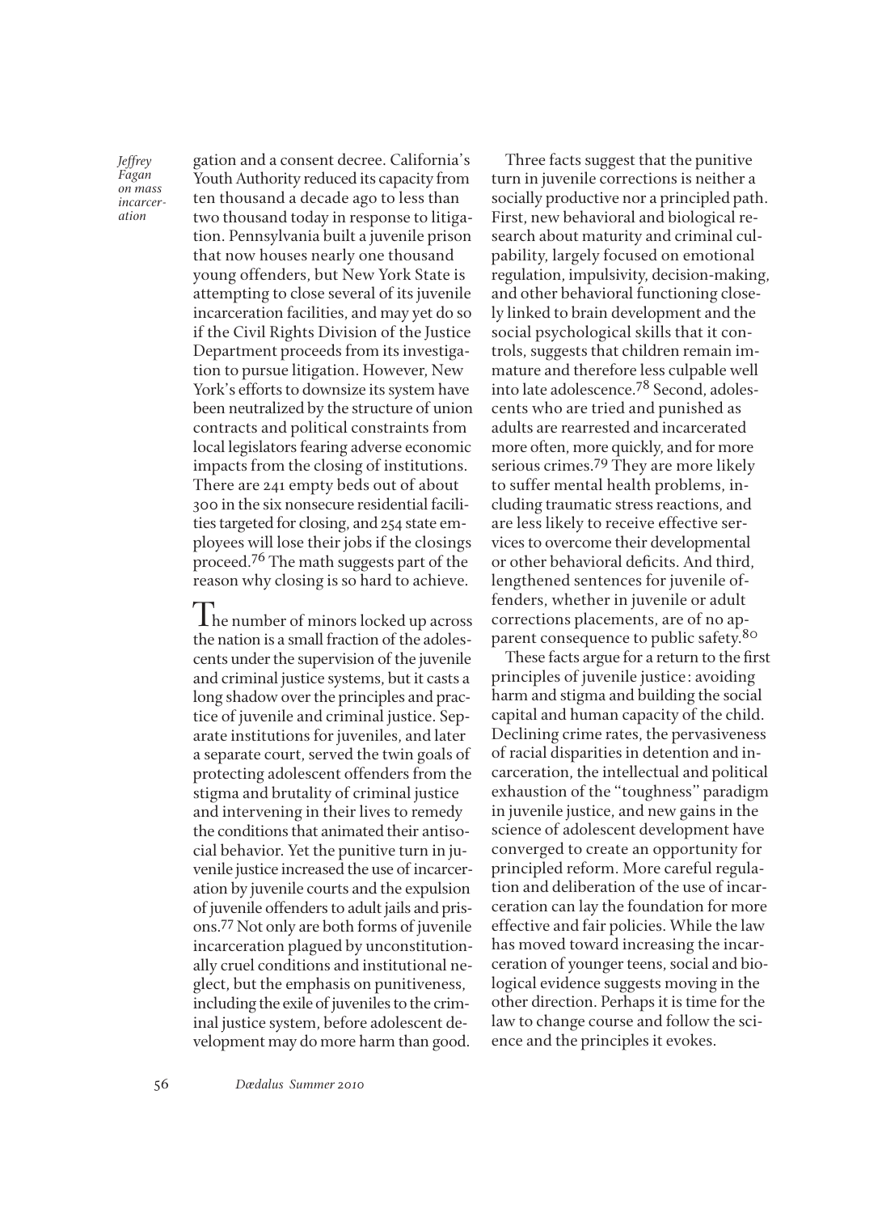gation and a consent decree. California's Youth Authority reduced its capacity from ten thousand a decade ago to less than two thousand today in response to litigation. Pennsylvania built a juvenile prison that now houses nearly one thousand young offenders, but New York State is attempting to close several of its juvenile incarceration facilities, and may yet do so if the Civil Rights Division of the Justice Department proceeds from its investigation to pursue litigation. However, New York's efforts to downsize its system have been neutralized by the structure of union contracts and political constraints from local legislators fearing adverse economic impacts from the closing of institutions. There are 241 empty beds out of about 300 in the six nonsecure residential facilities targeted for closing, and 254 state employees will lose their jobs if the closings proceed.[76] The math suggests part of the reason why closing is so hard to achieve.

The number of minors locked up across the nation is a small fraction of the adolescents under the supervision of the juvenile and criminal justice systems, but it casts a long shadow over the principles and practice of juvenile and criminal justice. Separate institutions for juveniles, and later a separate court, served the twin goals of protecting adolescent offenders from the stigma and brutality of criminal justice and intervening in their lives to remedy the conditions that animated their antisocial behavior. Yet the punitive turn in juvenile justice increased the use of incarceration by juvenile courts and the expulsion of juvenile offenders to adult jails and prisons.[77] Not only are both forms of juvenile incarceration plagued by unconstitutionally cruel conditions and institutional neglect, but the emphasis on punitiveness, including the exile of juveniles to the criminal justice system, before adolescent development may do more harm than good.

Three facts suggest that the punitive turn in juvenile corrections is neither a socially productive nor a principled path. First, new behavioral and biological research about maturity and criminal culpability, largely focused on emotional regulation, impulsivity, decision-making, and other behavioral functioning closely linked to brain development and the social psychological skills that it controls, suggests that children remain immature and therefore less culpable well into late adolescence.[78] Second, adolescents who are tried and punished as adults are rearrested and incarcerated more often, more quickly, and for more serious crimes.[79] They are more likely to suffer mental health problems, including traumatic stress reactions, and are less likely to receive effective services to overcome their developmental or other behavioral deficits. And third, lengthened sentences for juvenile offenders, whether in juvenile or adult corrections placements, are of no apparent consequence to public safety.[80]

These facts argue for a return to the first principles of juvenile justice: avoiding harm and stigma and building the social capital and human capacity of the child. Declining crime rates, the pervasiveness of racial disparities in detention and incarceration, the intellectual and political exhaustion of the "toughness" paradigm in juvenile justice, and new gains in the science of adolescent development have converged to create an opportunity for principled reform. More careful regulation and deliberation of the use of incarceration can lay the foundation for more effective and fair policies. While the law has moved toward increasing the incarceration of younger teens, social and biological evidence suggests moving in the other direction. Perhaps it is time for the law to change course and follow the science and the principles it evokes.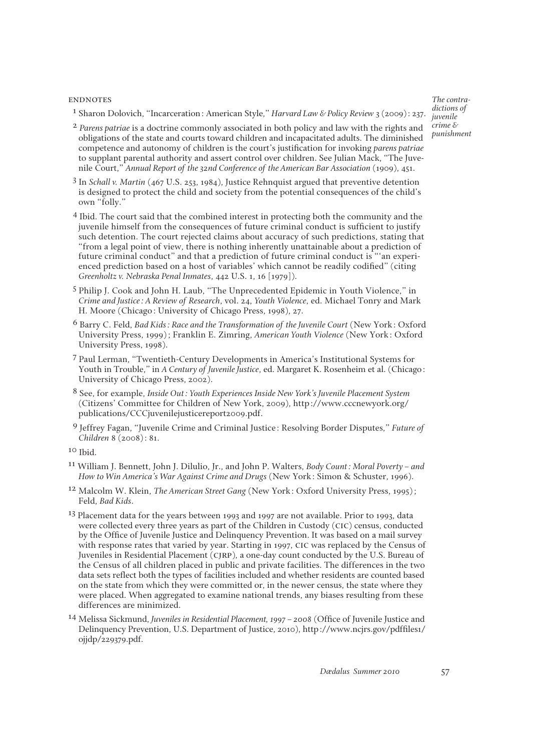## ENDNOTES

[1] Sharon Dolovich, "Incarceration: American Style," *Harvard Law & Policy Review* 3 (2009): 237.

[2] *Parens patriae* is a doctrine commonly associated in both policy and law with the rights and obligations of the state and courts toward children and incapacitated adults. The diminished competence and autonomy of children is the court's justification for invoking *parens patriae* to supplant parental authority and assert control over children. See Julian Mack, "The Juvenile Court," *Annual Report of the 32nd Conference of the American Bar Association* (1909), 451.

[3] In *Schall v. Martin* (467 U.S. 253, 1984), Justice Rehnquist argued that preventive detention is designed to protect the child and society from the potential consequences of the child's own "folly."

[4] Ibid. The court said that the combined interest in protecting both the community and the juvenile himself from the consequences of future criminal conduct is sufficient to justify such detention. The court rejected claims about accuracy of such predictions, stating that "from a legal point of view, there is nothing inherently unattainable about a prediction of future criminal conduct" and that a prediction of future criminal conduct is "'an experienced prediction based on a host of variables' which cannot be readily codified" (citing *Greenholtz v. Nebraska Penal Inmates*, 442 U.S. 1, 16 [1979]).

[5] Philip J. Cook and John H. Laub, "The Unprecedented Epidemic in Youth Violence," in *Crime and Justice: A Review of Research*, vol. 24, *Youth Violence*, ed. Michael Tonry and Mark H. Moore (Chicago: University of Chicago Press, 1998), 27.

[6] Barry C. Feld, *Bad Kids: Race and the Transformation of the Juvenile Court* (New York: Oxford University Press, 1999); Franklin E. Zimring, *American Youth Violence* (New York: Oxford University Press, 1998).

[7] Paul Lerman, "Twentieth-Century Developments in America's Institutional Systems for Youth in Trouble," in *A Century of Juvenile Justice*, ed. Margaret K. Rosenheim et al. (Chicago: University of Chicago Press, 2002).

[8] See, for example, *Inside Out: Youth Experiences Inside New York's Juvenile Placement System* (Citizens' Committee for Children of New York, 2009), http://www.cccnewyork.org/publications/CCCjuvenilejusticereport2009.pdf.

[9] Jeffrey Fagan, "Juvenile Crime and Criminal Justice: Resolving Border Disputes," *Future of Children* 8 (2008): 81.

[10] Ibid.

[11] William J. Bennett, John J. DiIulio, Jr., and John P. Walters, *Body Count: Moral Poverty – and How to Win America's War Against Crime and Drugs* (New York: Simon & Schuster, 1996).

[12] Malcolm W. Klein, *The American Street Gang* (New York: Oxford University Press, 1995); Feld, *Bad Kids*.

[13] Placement data for the years between 1993 and 1997 are not available. Prior to 1993, data were collected every three years as part of the Children in Custody (CIC) census, conducted by the Office of Juvenile Justice and Delinquency Prevention. It was based on a mail survey with response rates that varied by year. Starting in 1997, CIC was replaced by the Census of Juveniles in Residential Placement (CJRP), a one-day count conducted by the U.S. Bureau of the Census of all children placed in public and private facilities. The differences in the two data sets reflect both the types of facilities included and whether residents are counted based on the state from which they were committed or, in the newer census, the state where they were placed. When aggregated to examine national trends, any biases resulting from these differences are minimized.

[14] Melissa Sickmund, *Juveniles in Residential Placement, 1997 – 2008* (Office of Juvenile Justice and Delinquency Prevention, U.S. Department of Justice, 2010), http://www.ncjrs.gov/pdffiles1/ojjdp/229379.pdf.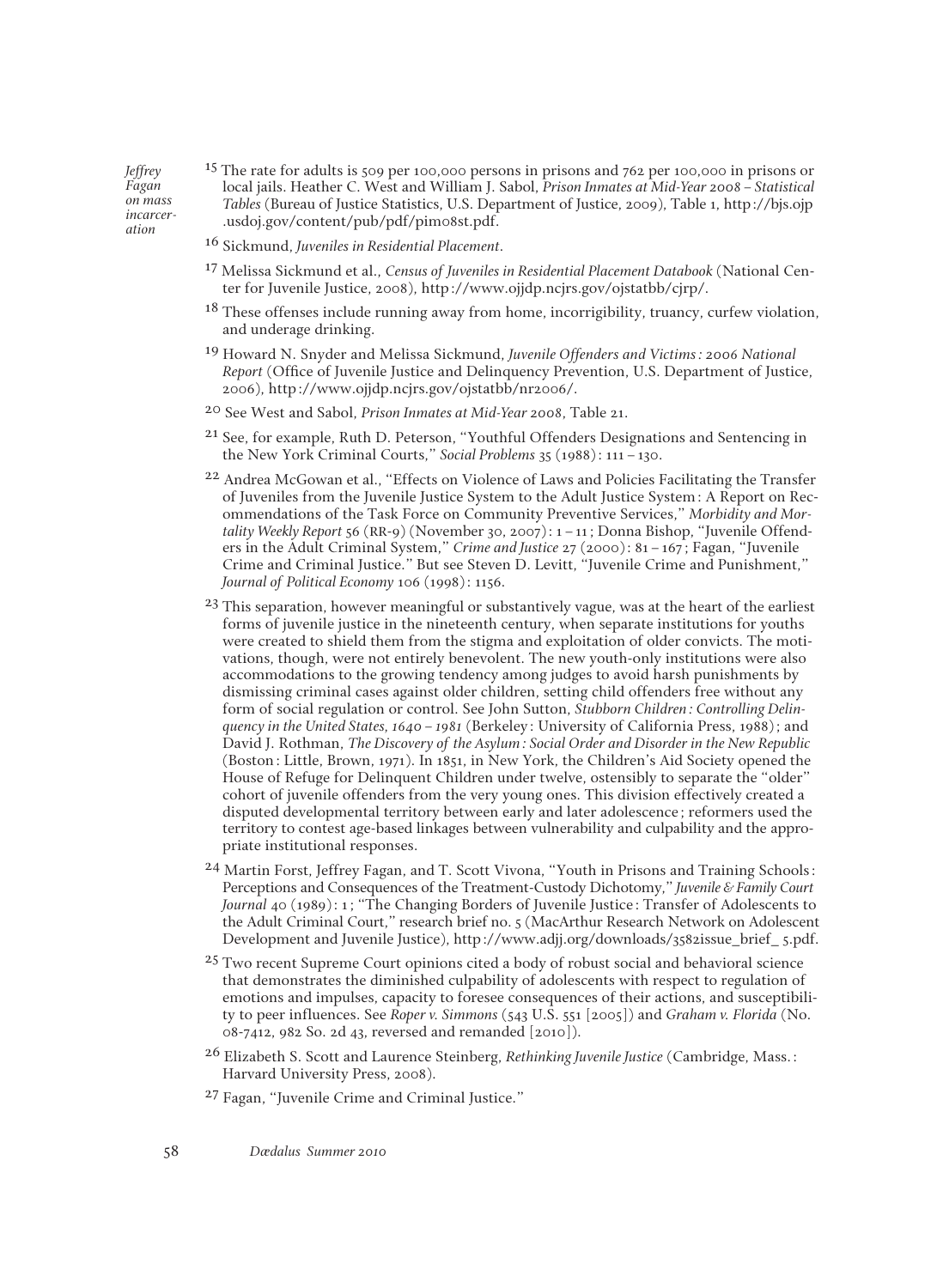[15] The rate for adults is 509 per 100,000 persons in prisons and 762 per 100,000 in prisons or local jails. Heather C. West and William J. Sabol, *Prison Inmates at Mid-Year 2008 – Statistical Tables* (Bureau of Justice Statistics, U.S. Department of Justice, 2009), Table 1, http://bjs.ojp.usdoj.gov/content/pub/pdf/pim08st.pdf.

[16] Sickmund, *Juveniles in Residential Placement*.

[17] Melissa Sickmund et al., *Census of Juveniles in Residential Placement Databook* (National Center for Juvenile Justice, 2008), http://www.ojjdp.ncjrs.gov/ojstatbb/cjrp/.

[18] These offenses include running away from home, incorrigibility, truancy, curfew violation, and underage drinking.

[19] Howard N. Snyder and Melissa Sickmund, *Juvenile Offenders and Victims: 2006 National Report* (Office of Juvenile Justice and Delinquency Prevention, U.S. Department of Justice, 2006), http://www.ojjdp.ncjrs.gov/ojstatbb/nr2006/.

[20] See West and Sabol, *Prison Inmates at Mid-Year 2008*, Table 21.

[21] See, for example, Ruth D. Peterson, "Youthful Offenders Designations and Sentencing in the New York Criminal Courts," *Social Problems* 35 (1988): 111–130.

[22] Andrea McGowan et al., "Effects on Violence of Laws and Policies Facilitating the Transfer of Juveniles from the Juvenile Justice System to the Adult Justice System: A Report on Recommendations of the Task Force on Community Preventive Services," *Morbidity and Mortality Weekly Report* 56 (RR-9) (November 30, 2007): 1–11; Donna Bishop, "Juvenile Offenders in the Adult Criminal System," *Crime and Justice* 27 (2000): 81–167; Fagan, "Juvenile Crime and Criminal Justice." But see Steven D. Levitt, "Juvenile Crime and Punishment," *Journal of Political Economy* 106 (1998): 1156.

[23] This separation, however meaningful or substantively vague, was at the heart of the earliest forms of juvenile justice in the nineteenth century, when separate institutions for youths were created to shield them from the stigma and exploitation of older convicts. The motivations, though, were not entirely benevolent. The new youth-only institutions were also accommodations to the growing tendency among judges to avoid harsh punishments by dismissing criminal cases against older children, setting child offenders free without any form of social regulation or control. See John Sutton, *Stubborn Children: Controlling Delinquency in the United States, 1640–1981* (Berkeley: University of California Press, 1988); and David J. Rothman, *The Discovery of the Asylum: Social Order and Disorder in the New Republic* (Boston: Little, Brown, 1971). In 1851, in New York, the Children's Aid Society opened the House of Refuge for Delinquent Children under twelve, ostensibly to separate the "older" cohort of juvenile offenders from the very young ones. This division effectively created a disputed developmental territory between early and later adolescence; reformers used the territory to contest age-based linkages between vulnerability and culpability and the appropriate institutional responses.

[24] Martin Forst, Jeffrey Fagan, and T. Scott Vivona, "Youth in Prisons and Training Schools: Perceptions and Consequences of the Treatment-Custody Dichotomy," *Juvenile & Family Court Journal* 40 (1989): 1; "The Changing Borders of Juvenile Justice: Transfer of Adolescents to the Adult Criminal Court," research brief no. 5 (MacArthur Research Network on Adolescent Development and Juvenile Justice), http://www.adjj.org/downloads/3582issue_brief_5.pdf.

[25] Two recent Supreme Court opinions cited a body of robust social and behavioral science that demonstrates the diminished culpability of adolescents with respect to regulation of emotions and impulses, capacity to foresee consequences of their actions, and susceptibility to peer influences. See *Roper v. Simmons* (543 U.S. 551 [2005]) and *Graham v. Florida* (No. 08-7412, 982 So. 2d 43, reversed and remanded [2010]).

[26] Elizabeth S. Scott and Laurence Steinberg, *Rethinking Juvenile Justice* (Cambridge, Mass.: Harvard University Press, 2008).

[27] Fagan, "Juvenile Crime and Criminal Justice."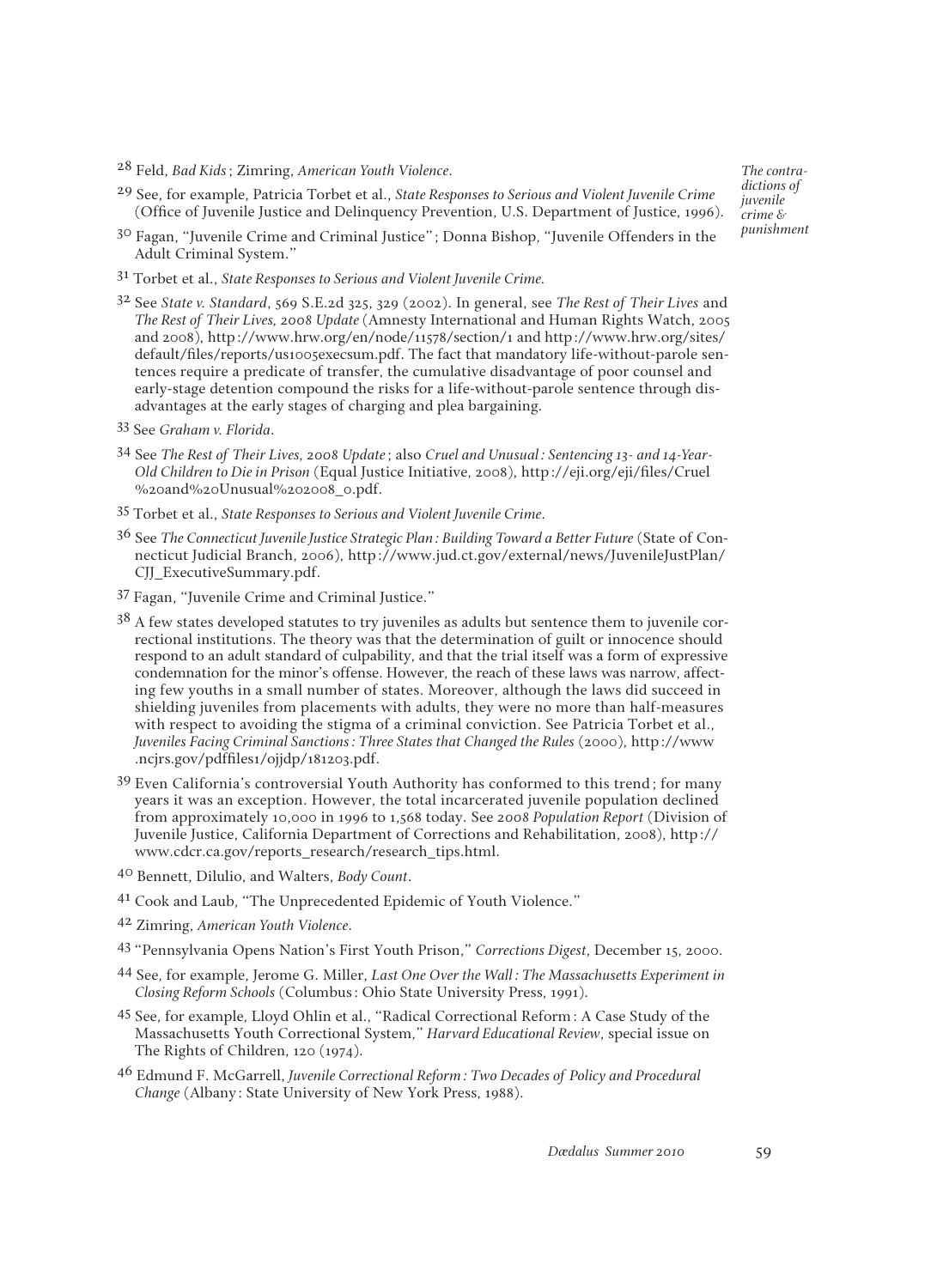28 Feld, *Bad Kids*; Zimring, *American Youth Violence*.

29 See, for example, Patricia Torbet et al., *State Responses to Serious and Violent Juvenile Crime* (Office of Juvenile Justice and Delinquency Prevention, U.S. Department of Justice, 1996).

30 Fagan, "Juvenile Crime and Criminal Justice"; Donna Bishop, "Juvenile Offenders in the Adult Criminal System."

31 Torbet et al., *State Responses to Serious and Violent Juvenile Crime*.

32 See *State v. Standard*, 569 S.E.2d 325, 329 (2002). In general, see *The Rest of Their Lives* and *The Rest of Their Lives, 2008 Update* (Amnesty International and Human Rights Watch, 2005 and 2008), http://www.hrw.org/en/node/11578/section/1 and http://www.hrw.org/sites/default/files/reports/us1005execsum.pdf. The fact that mandatory life-without-parole sentences require a predicate of transfer, the cumulative disadvantage of poor counsel and early-stage detention compound the risks for a life-without-parole sentence through disadvantages at the early stages of charging and plea bargaining.

33 See *Graham v. Florida*.

34 See *The Rest of Their Lives, 2008 Update*; also *Cruel and Unusual: Sentencing 13- and 14-Year-Old Children to Die in Prison* (Equal Justice Initiative, 2008), http://eji.org/eji/files/Cruel%20and%20Unusual%202008_0.pdf.

35 Torbet et al., *State Responses to Serious and Violent Juvenile Crime*.

36 See *The Connecticut Juvenile Justice Strategic Plan: Building Toward a Better Future* (State of Connecticut Judicial Branch, 2006), http://www.jud.ct.gov/external/news/JuvenileJustPlan/CJJ_ExecutiveSummary.pdf.

37 Fagan, "Juvenile Crime and Criminal Justice."

38 A few states developed statutes to try juveniles as adults but sentence them to juvenile correctional institutions. The theory was that the determination of guilt or innocence should respond to an adult standard of culpability, and that the trial itself was a form of expressive condemnation for the minor's offense. However, the reach of these laws was narrow, affecting few youths in a small number of states. Moreover, although the laws did succeed in shielding juveniles from placements with adults, they were no more than half-measures with respect to avoiding the stigma of a criminal conviction. See Patricia Torbet et al., *Juveniles Facing Criminal Sanctions: Three States that Changed the Rules* (2000), http://www.ncjrs.gov/pdffiles1/ojjdp/181203.pdf.

39 Even California's controversial Youth Authority has conformed to this trend; for many years it was an exception. However, the total incarcerated juvenile population declined from approximately 10,000 in 1996 to 1,568 today. See *2008 Population Report* (Division of Juvenile Justice, California Department of Corrections and Rehabilitation, 2008), http://www.cdcr.ca.gov/reports_research/research_tips.html.

40 Bennett, DiIulio, and Walters, *Body Count*.

41 Cook and Laub, "The Unprecedented Epidemic of Youth Violence."

42 Zimring, *American Youth Violence*.

43 "Pennsylvania Opens Nation's First Youth Prison," *Corrections Digest*, December 15, 2000.

44 See, for example, Jerome G. Miller, *Last One Over the Wall: The Massachusetts Experiment in Closing Reform Schools* (Columbus: Ohio State University Press, 1991).

45 See, for example, Lloyd Ohlin et al., "Radical Correctional Reform: A Case Study of the Massachusetts Youth Correctional System," *Harvard Educational Review*, special issue on The Rights of Children, 120 (1974).

46 Edmund F. McGarrell, *Juvenile Correctional Reform: Two Decades of Policy and Procedural Change* (Albany: State University of New York Press, 1988).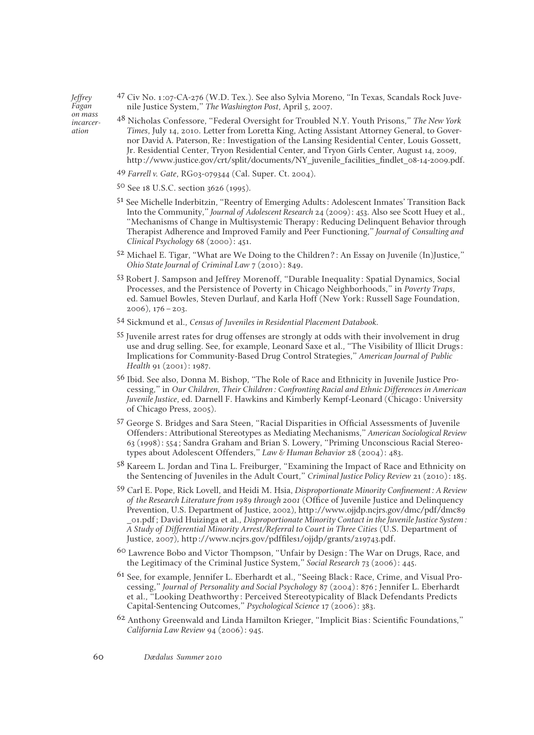47 Civ No. 1:07-CA-276 (W.D. Tex.). See also Sylvia Moreno, "In Texas, Scandals Rock Juvenile Justice System," *The Washington Post*, April 5, 2007.

48 Nicholas Confessore, "Federal Oversight for Troubled N.Y. Youth Prisons," *The New York Times*, July 14, 2010. Letter from Loretta King, Acting Assistant Attorney General, to Governor David A. Paterson, Re: Investigation of the Lansing Residential Center, Louis Gossett, Jr. Residential Center, Tryon Residential Center, and Tryon Girls Center, August 14, 2009, http://www.justice.gov/crt/split/documents/NY_juvenile_facilities_findlet_08-14-2009.pdf.

49 *Farrell v. Gate*, RG03-079344 (Cal. Super. Ct. 2004).

50 See 18 U.S.C. section 3626 (1995).

51 See Michelle Inderbitzin, "Reentry of Emerging Adults: Adolescent Inmates' Transition Back Into the Community," *Journal of Adolescent Research* 24 (2009): 453. Also see Scott Huey et al., "Mechanisms of Change in Multisystemic Therapy: Reducing Delinquent Behavior through Therapist Adherence and Improved Family and Peer Functioning," *Journal of Consulting and Clinical Psychology* 68 (2000): 451.

52 Michael E. Tigar, "What are We Doing to the Children?: An Essay on Juvenile (In)Justice," *Ohio State Journal of Criminal Law* 7 (2010): 849.

53 Robert J. Sampson and Jeffrey Morenoff, "Durable Inequality: Spatial Dynamics, Social Processes, and the Persistence of Poverty in Chicago Neighborhoods," in *Poverty Traps*, ed. Samuel Bowles, Steven Durlauf, and Karla Hoff (New York: Russell Sage Foundation, 2006), 176–203.

54 Sickmund et al., *Census of Juveniles in Residential Placement Databook*.

55 Juvenile arrest rates for drug offenses are strongly at odds with their involvement in drug use and drug selling. See, for example, Leonard Saxe et al., "The Visibility of Illicit Drugs: Implications for Community-Based Drug Control Strategies," *American Journal of Public Health* 91 (2001): 1987.

56 Ibid. See also, Donna M. Bishop, "The Role of Race and Ethnicity in Juvenile Justice Processing," in *Our Children, Their Children: Confronting Racial and Ethnic Differences in American Juvenile Justice*, ed. Darnell F. Hawkins and Kimberly Kempf-Leonard (Chicago: University of Chicago Press, 2005).

57 George S. Bridges and Sara Steen, "Racial Disparities in Official Assessments of Juvenile Offenders: Attributional Stereotypes as Mediating Mechanisms," *American Sociological Review* 63 (1998): 554; Sandra Graham and Brian S. Lowery, "Priming Unconscious Racial Stereotypes about Adolescent Offenders," *Law & Human Behavior* 28 (2004): 483.

58 Kareem L. Jordan and Tina L. Freiburger, "Examining the Impact of Race and Ethnicity on the Sentencing of Juveniles in the Adult Court," *Criminal Justice Policy Review* 21 (2010): 185.

59 Carl E. Pope, Rick Lovell, and Heidi M. Hsia, *Disproportionate Minority Confinement: A Review of the Research Literature from 1989 through 2001* (Office of Juvenile Justice and Delinquency Prevention, U.S. Department of Justice, 2002), http://www.ojjdp.ncjrs.gov/dmc/pdf/dmc89_01.pdf; David Huizinga et al., *Disproportionate Minority Contact in the Juvenile Justice System: A Study of Differential Minority Arrest/Referral to Court in Three Cities* (U.S. Department of Justice, 2007), http://www.ncjrs.gov/pdffiles1/ojjdp/grants/219743.pdf.

60 Lawrence Bobo and Victor Thompson, "Unfair by Design: The War on Drugs, Race, and the Legitimacy of the Criminal Justice System," *Social Research* 73 (2006): 445.

61 See, for example, Jennifer L. Eberhardt et al., "Seeing Black: Race, Crime, and Visual Processing," *Journal of Personality and Social Psychology* 87 (2004): 876; Jennifer L. Eberhardt et al., "Looking Deathworthy: Perceived Stereotypicality of Black Defendants Predicts Capital-Sentencing Outcomes," *Psychological Science* 17 (2006): 383.

62 Anthony Greenwald and Linda Hamilton Krieger, "Implicit Bias: Scientific Foundations," *California Law Review* 94 (2006): 945.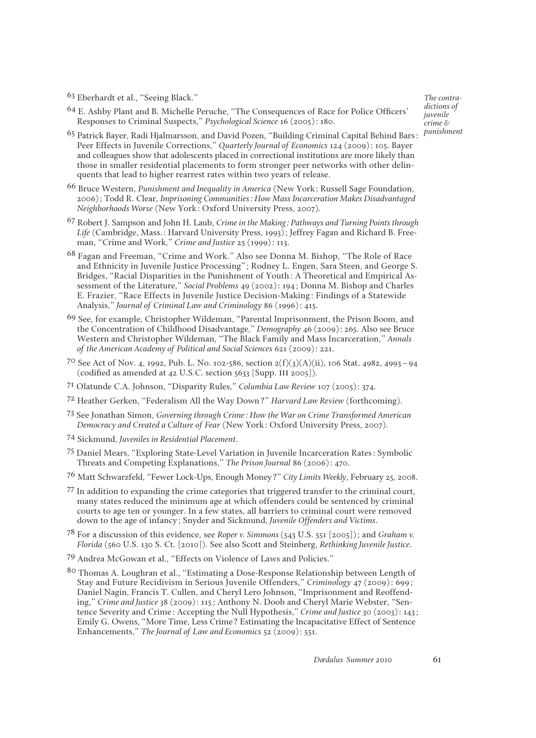63 Eberhardt et al., "Seeing Black."

64 E. Ashby Plant and B. Michelle Peruche, "The Consequences of Race for Police Officers' Responses to Criminal Suspects," *Psychological Science* 16 (2005): 180.

65 Patrick Bayer, Radi Hjalmarsson, and David Pozen, "Building Criminal Capital Behind Bars: Peer Effects in Juvenile Corrections," *Quarterly Journal of Economics* 124 (2009): 105. Bayer and colleagues show that adolescents placed in correctional institutions are more likely than those in smaller residential placements to form stronger peer networks with other delinquents that lead to higher rearrest rates within two years of release.

66 Bruce Western, *Punishment and Inequality in America* (New York: Russell Sage Foundation, 2006); Todd R. Clear, *Imprisoning Communities: How Mass Incarceration Makes Disadvantaged Neighborhoods Worse* (New York: Oxford University Press, 2007).

67 Robert J. Sampson and John H. Laub, *Crime in the Making: Pathways and Turning Points through Life* (Cambridge, Mass.: Harvard University Press, 1993); Jeffrey Fagan and Richard B. Freeman, "Crime and Work," *Crime and Justice* 25 (1999): 113.

68 Fagan and Freeman, "Crime and Work." Also see Donna M. Bishop, "The Role of Race and Ethnicity in Juvenile Justice Processing"; Rodney L. Engen, Sara Steen, and George S. Bridges, "Racial Disparities in the Punishment of Youth: A Theoretical and Empirical Assessment of the Literature," *Social Problems* 49 (2002): 194; Donna M. Bishop and Charles E. Frazier, "Race Effects in Juvenile Justice Decision-Making: Findings of a Statewide Analysis," *Journal of Criminal Law and Criminology* 86 (1996): 415.

69 See, for example, Christopher Wildeman, "Parental Imprisonment, the Prison Boom, and the Concentration of Childhood Disadvantage," *Demography* 46 (2009): 265. Also see Bruce Western and Christopher Wildeman, "The Black Family and Mass Incarceration," *Annals of the American Academy of Political and Social Sciences* 621 (2009): 221.

70 See Act of Nov. 4, 1992, Pub. L. No. 102-586, section 2(f)(3)(A)(ii), 106 Stat. 4982, 4993–94 (codified as amended at 42 U.S.C. section 5633 [Supp. III 2005]).

71 Olatunde C.A. Johnson, "Disparity Rules," *Columbia Law Review* 107 (2005): 374.

72 Heather Gerken, "Federalism All the Way Down?" *Harvard Law Review* (forthcoming).

73 See Jonathan Simon, *Governing through Crime: How the War on Crime Transformed American Democracy and Created a Culture of Fear* (New York: Oxford University Press, 2007).

74 Sickmund, *Juveniles in Residential Placement*.

75 Daniel Mears, "Exploring State-Level Variation in Juvenile Incarceration Rates: Symbolic Threats and Competing Explanations," *The Prison Journal* 86 (2006): 470.

76 Matt Schwarzfeld, "Fewer Lock-Ups, Enough Money?" *City Limits Weekly*, February 25, 2008.

77 In addition to expanding the crime categories that triggered transfer to the criminal court, many states reduced the minimum age at which offenders could be sentenced by criminal courts to age ten or younger. In a few states, all barriers to criminal court were removed down to the age of infancy; Snyder and Sickmund, *Juvenile Offenders and Victims*.

78 For a discussion of this evidence, see *Roper v. Simmons* (543 U.S. 551 [2005]); and *Graham v. Florida* (560 U.S. 130 S. Ct. [2010]). See also Scott and Steinberg, *Rethinking Juvenile Justice*.

79 Andrea McGowan et al., "Effects on Violence of Laws and Policies."

80 Thomas A. Loughran et al., "Estimating a Dose-Response Relationship between Length of Stay and Future Recidivism in Serious Juvenile Offenders," *Criminology* 47 (2009): 699; Daniel Nagin, Francis T. Cullen, and Cheryl Lero Johnson, "Imprisonment and Reoffending," *Crime and Justice* 38 (2009): 115; Anthony N. Doob and Cheryl Marie Webster, "Sentence Severity and Crime: Accepting the Null Hypothesis," *Crime and Justice* 30 (2003): 143; Emily G. Owens, "More Time, Less Crime? Estimating the Incapacitative Effect of Sentence Enhancements," *The Journal of Law and Economics* 52 (2009): 551.